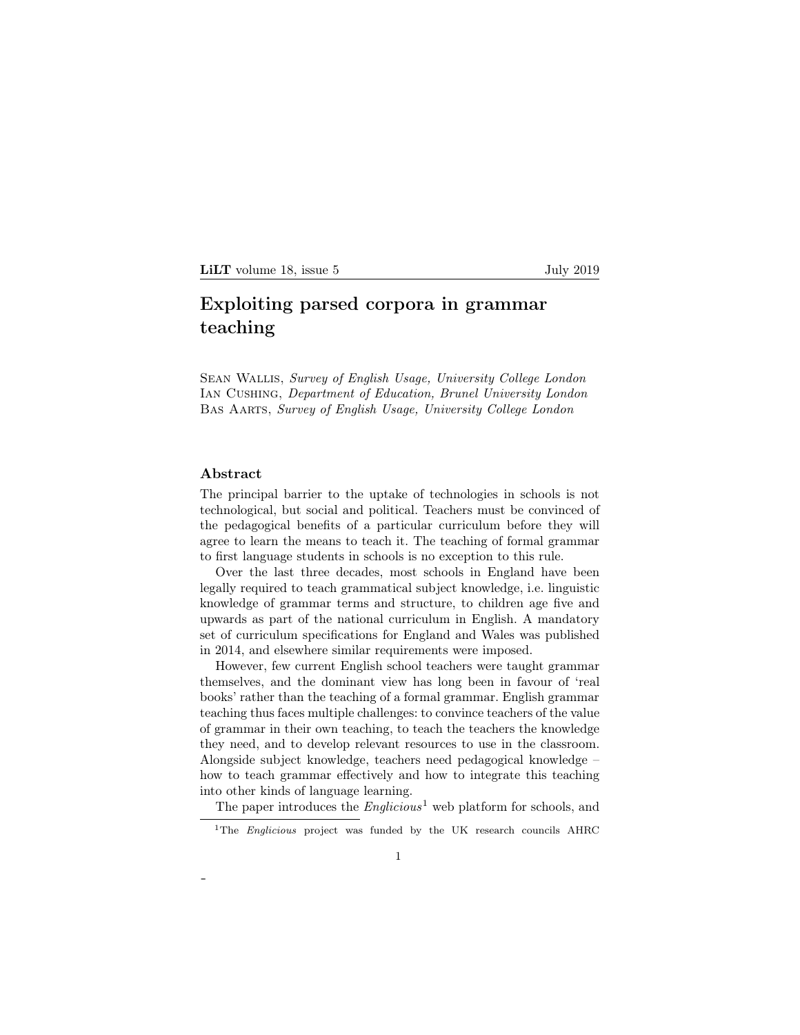# Exploiting parsed corpora in grammar teaching

Sean Wallis, *Survey of English Usage, University College London*
Ian Cushing, *Department of Education, Brunel University London*
Bas Aarts, *Survey of English Usage, University College London*

## Abstract

The principal barrier to the uptake of technologies in schools is not technological, but social and political. Teachers must be convinced of the pedagogical benefits of a particular curriculum before they will agree to learn the means to teach it. The teaching of formal grammar to first language students in schools is no exception to this rule.

Over the last three decades, most schools in England have been legally required to teach grammatical subject knowledge, i.e. linguistic knowledge of grammar terms and structure, to children age five and upwards as part of the national curriculum in English. A mandatory set of curriculum specifications for England and Wales was published in 2014, and elsewhere similar requirements were imposed.

However, few current English school teachers were taught grammar themselves, and the dominant view has long been in favour of 'real books' rather than the teaching of a formal grammar. English grammar teaching thus faces multiple challenges: to convince teachers of the value of grammar in their own teaching, to teach the teachers the knowledge they need, and to develop relevant resources to use in the classroom. Alongside subject knowledge, teachers need pedagogical knowledge – how to teach grammar effectively and how to integrate this teaching into other kinds of language learning.

The paper introduces the *Englicious*[1] web platform for schools, and

[1] The *Englicious* project was funded by the UK research councils AHRC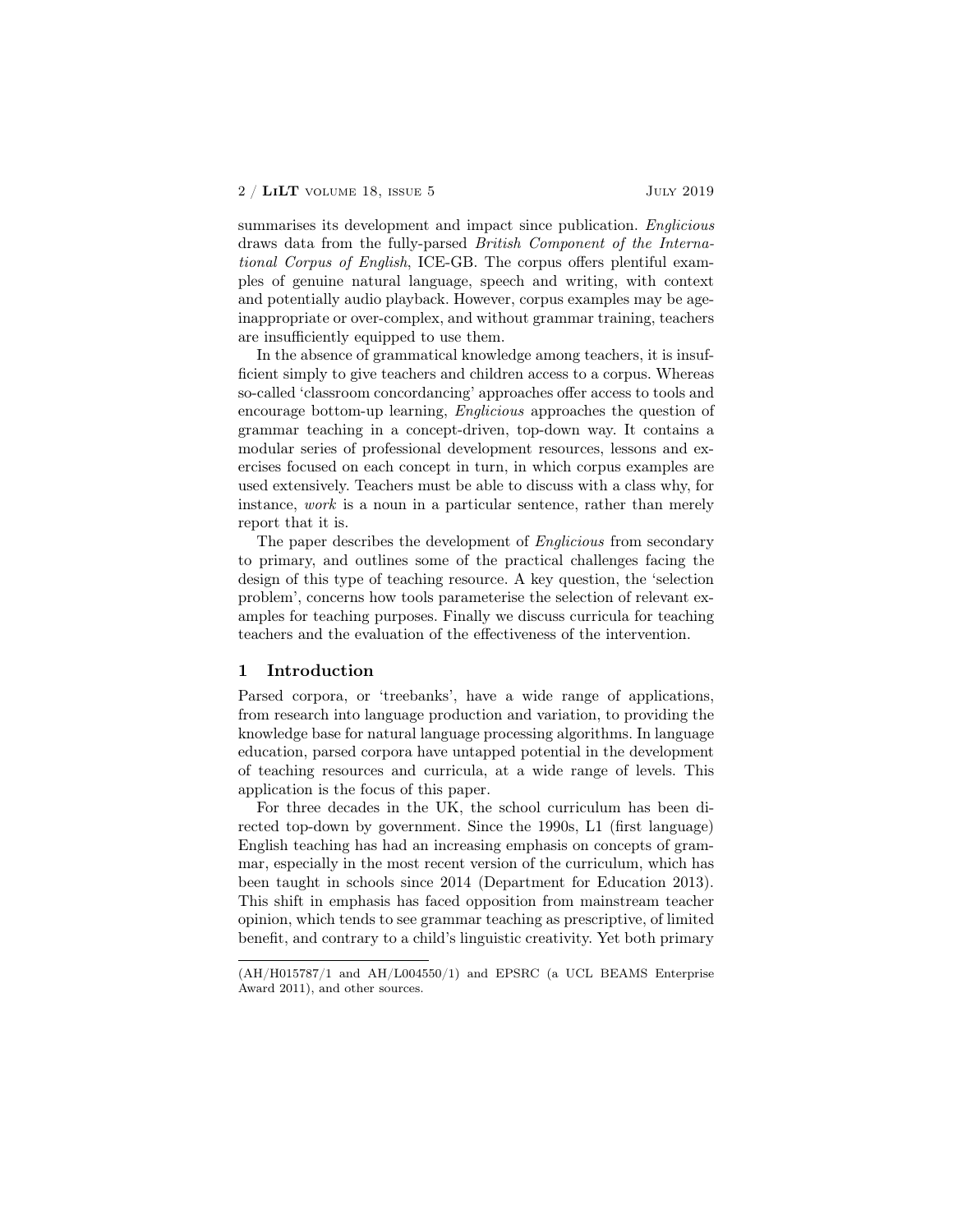summarises its development and impact since publication. *Englicious* draws data from the fully-parsed *British Component of the International Corpus of English*, ICE-GB. The corpus offers plentiful examples of genuine natural language, speech and writing, with context and potentially audio playback. However, corpus examples may be age-inappropriate or over-complex, and without grammar training, teachers are insufficiently equipped to use them.

In the absence of grammatical knowledge among teachers, it is insufficient simply to give teachers and children access to a corpus. Whereas so-called 'classroom concordancing' approaches offer access to tools and encourage bottom-up learning, *Englicious* approaches the question of grammar teaching in a concept-driven, top-down way. It contains a modular series of professional development resources, lessons and exercises focused on each concept in turn, in which corpus examples are used extensively. Teachers must be able to discuss with a class why, for instance, *work* is a noun in a particular sentence, rather than merely report that it is.

The paper describes the development of *Englicious* from secondary to primary, and outlines some of the practical challenges facing the design of this type of teaching resource. A key question, the 'selection problem', concerns how tools parameterise the selection of relevant examples for teaching purposes. Finally we discuss curricula for teaching teachers and the evaluation of the effectiveness of the intervention.

## 1 Introduction

Parsed corpora, or 'treebanks', have a wide range of applications, from research into language production and variation, to providing the knowledge base for natural language processing algorithms. In language education, parsed corpora have untapped potential in the development of teaching resources and curricula, at a wide range of levels. This application is the focus of this paper.

For three decades in the UK, the school curriculum has been directed top-down by government. Since the 1990s, L1 (first language) English teaching has had an increasing emphasis on concepts of grammar, especially in the most recent version of the curriculum, which has been taught in schools since 2014 (Department for Education 2013). This shift in emphasis has faced opposition from mainstream teacher opinion, which tends to see grammar teaching as prescriptive, of limited benefit, and contrary to a child's linguistic creativity. Yet both primary

(AH/H015787/1 and AH/L004550/1) and EPSRC (a UCL BEAMS Enterprise Award 2011), and other sources.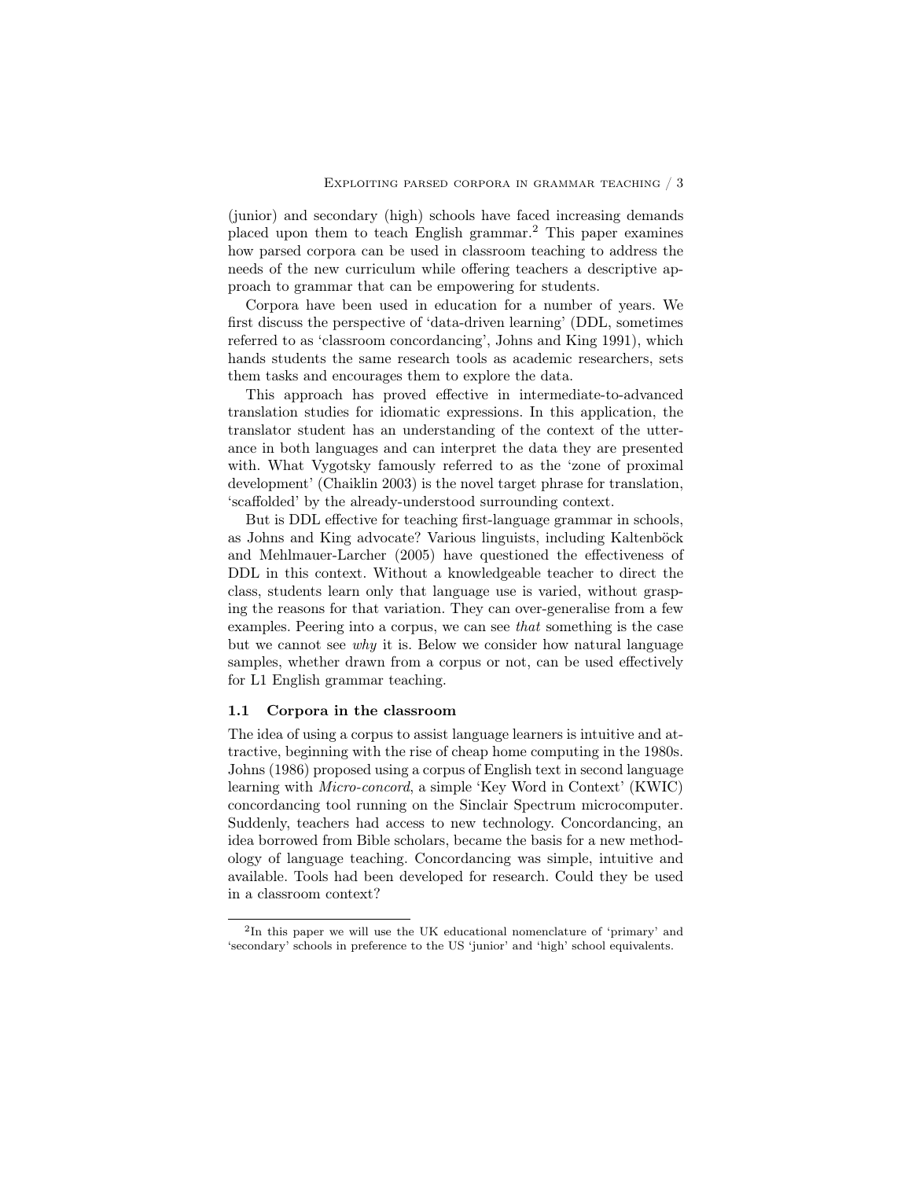(junior) and secondary (high) schools have faced increasing demands placed upon them to teach English grammar.[2] This paper examines how parsed corpora can be used in classroom teaching to address the needs of the new curriculum while offering teachers a descriptive approach to grammar that can be empowering for students.

Corpora have been used in education for a number of years. We first discuss the perspective of 'data-driven learning' (DDL, sometimes referred to as 'classroom concordancing', Johns and King 1991), which hands students the same research tools as academic researchers, sets them tasks and encourages them to explore the data.

This approach has proved effective in intermediate-to-advanced translation studies for idiomatic expressions. In this application, the translator student has an understanding of the context of the utterance in both languages and can interpret the data they are presented with. What Vygotsky famously referred to as the 'zone of proximal development' (Chaiklin 2003) is the novel target phrase for translation, 'scaffolded' by the already-understood surrounding context.

But is DDL effective for teaching first-language grammar in schools, as Johns and King advocate? Various linguists, including Kaltenböck and Mehlmauer-Larcher (2005) have questioned the effectiveness of DDL in this context. Without a knowledgeable teacher to direct the class, students learn only that language use is varied, without grasping the reasons for that variation. They can over-generalise from a few examples. Peering into a corpus, we can see *that* something is the case but we cannot see *why* it is. Below we consider how natural language samples, whether drawn from a corpus or not, can be used effectively for L1 English grammar teaching.

### 1.1 Corpora in the classroom

The idea of using a corpus to assist language learners is intuitive and attractive, beginning with the rise of cheap home computing in the 1980s. Johns (1986) proposed using a corpus of English text in second language learning with *Micro-concord*, a simple 'Key Word in Context' (KWIC) concordancing tool running on the Sinclair Spectrum microcomputer. Suddenly, teachers had access to new technology. Concordancing, an idea borrowed from Bible scholars, became the basis for a new methodology of language teaching. Concordancing was simple, intuitive and available. Tools had been developed for research. Could they be used in a classroom context?

[2] In this paper we will use the UK educational nomenclature of 'primary' and 'secondary' schools in preference to the US 'junior' and 'high' school equivalents.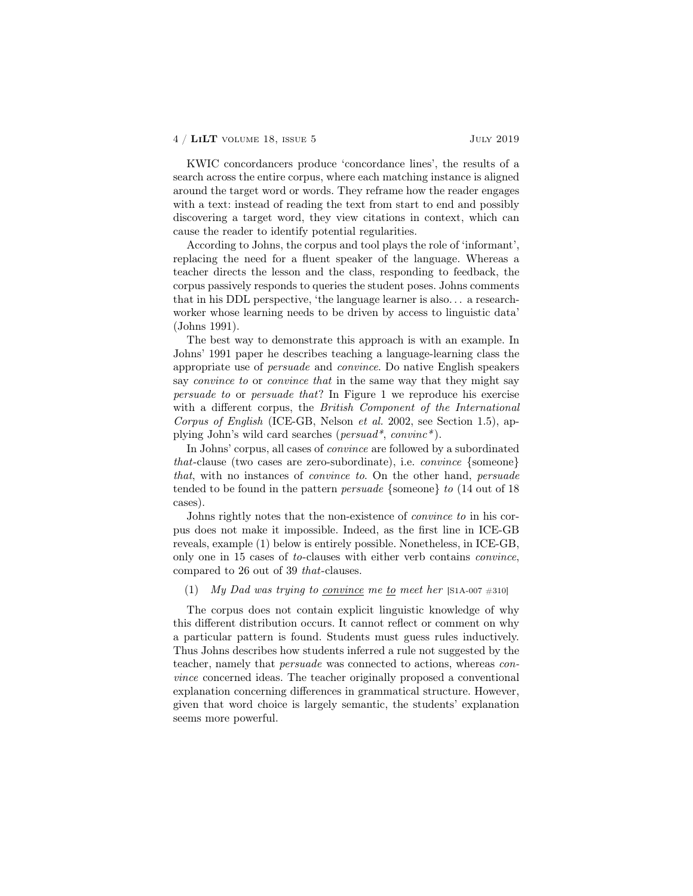KWIC concordancers produce 'concordance lines', the results of a search across the entire corpus, where each matching instance is aligned around the target word or words. They reframe how the reader engages with a text: instead of reading the text from start to end and possibly discovering a target word, they view citations in context, which can cause the reader to identify potential regularities.

According to Johns, the corpus and tool plays the role of 'informant', replacing the need for a fluent speaker of the language. Whereas a teacher directs the lesson and the class, responding to feedback, the corpus passively responds to queries the student poses. Johns comments that in his DDL perspective, 'the language learner is also… a research-worker whose learning needs to be driven by access to linguistic data' (Johns 1991).

The best way to demonstrate this approach is with an example. In Johns' 1991 paper he describes teaching a language-learning class the appropriate use of *persuade* and *convince*. Do native English speakers say *convince to* or *convince that* in the same way that they might say *persuade to* or *persuade that*? In Figure 1 we reproduce his exercise with a different corpus, the *British Component of the International Corpus of English* (ICE-GB, Nelson *et al.* 2002, see Section 1.5), applying John's wild card searches (*persuad\*, convinc\**).

In Johns' corpus, all cases of *convince* are followed by a subordinated *that*-clause (two cases are zero-subordinate), i.e. *convince* {someone} *that*, with no instances of *convince to*. On the other hand, *persuade* tended to be found in the pattern *persuade* {someone} *to* (14 out of 18 cases).

Johns rightly notes that the non-existence of *convince to* in his corpus does not make it impossible. Indeed, as the first line in ICE-GB reveals, example (1) below is entirely possible. Nonetheless, in ICE-GB, only one in 15 cases of *to*-clauses with either verb contains *convince*, compared to 26 out of 39 *that*-clauses.

(1) *My Dad was trying to <u>convince</u> me <u>to</u> meet her* [S1A-007 #310]

The corpus does not contain explicit linguistic knowledge of why this different distribution occurs. It cannot reflect or comment on why a particular pattern is found. Students must guess rules inductively. Thus Johns describes how students inferred a rule not suggested by the teacher, namely that *persuade* was connected to actions, whereas *convince* concerned ideas. The teacher originally proposed a conventional explanation concerning differences in grammatical structure. However, given that word choice is largely semantic, the students' explanation seems more powerful.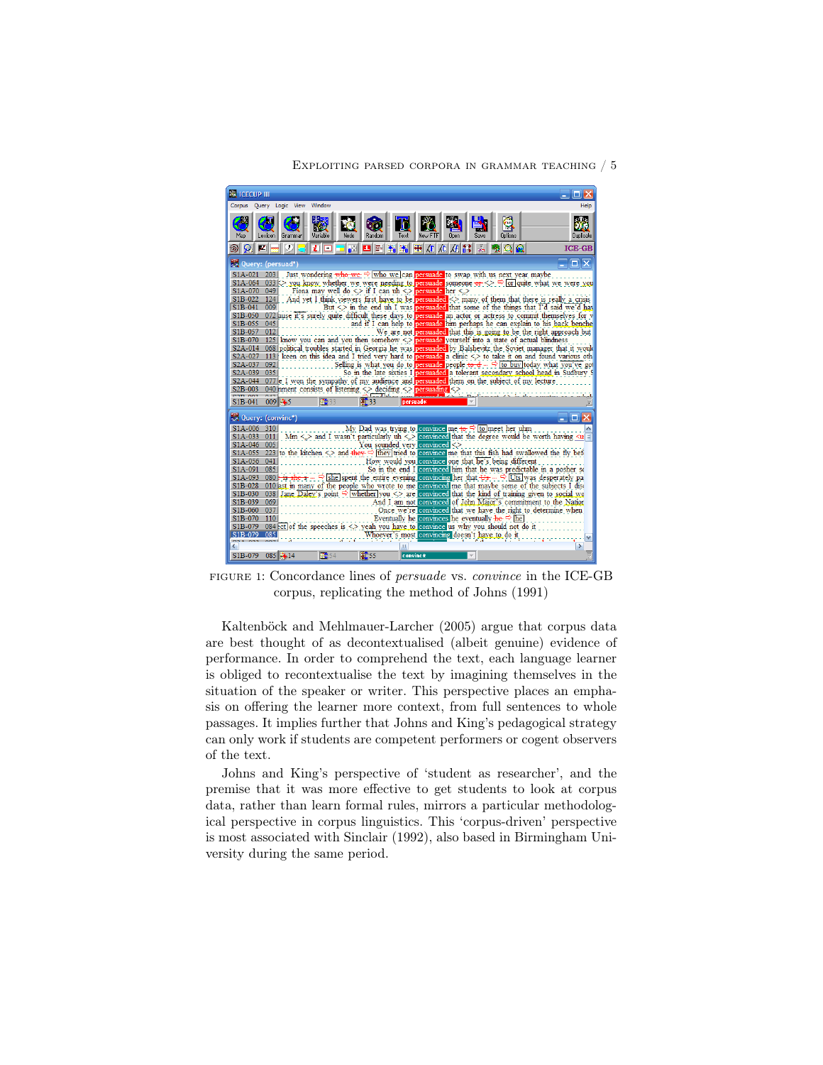FIGURE 1: Concordance lines of *persuade* vs. *convince* in the ICE-GB corpus, replicating the method of Johns (1991)

Kaltenböck and Mehlmauer-Larcher (2005) argue that corpus data are best thought of as decontextualised (albeit genuine) evidence of performance. In order to comprehend the text, each language learner is obliged to recontextualise the text by imagining themselves in the situation of the speaker or writer. This perspective places an emphasis on offering the learner more context, from full sentences to whole passages. It implies further that Johns and King's pedagogical strategy can only work if students are competent performers or cogent observers of the text.

Johns and King's perspective of 'student as researcher', and the premise that it was more effective to get students to look at corpus data, rather than learn formal rules, mirrors a particular methodological perspective in corpus linguistics. This 'corpus-driven' perspective is most associated with Sinclair (1992), also based in Birmingham University during the same period.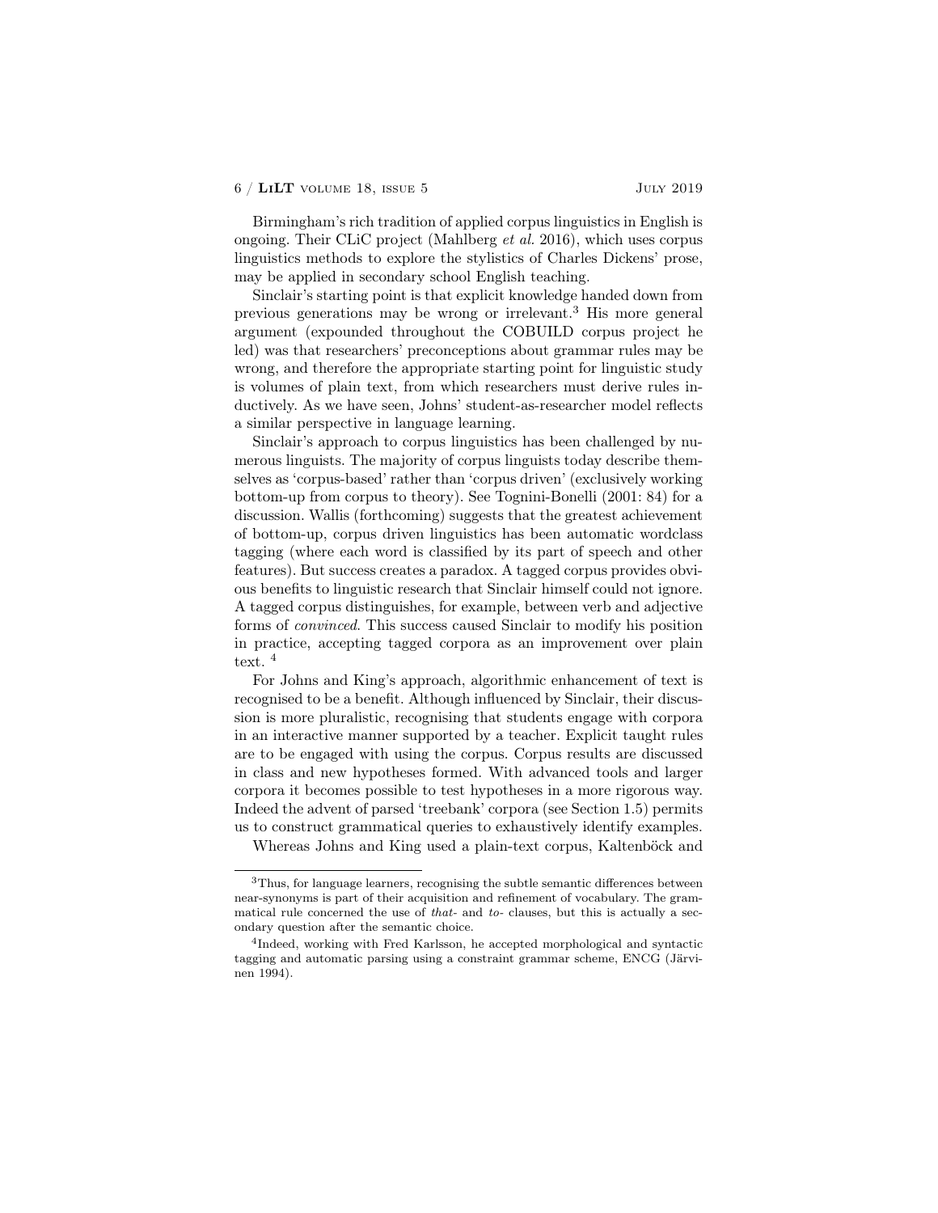Birmingham's rich tradition of applied corpus linguistics in English is ongoing. Their CLiC project (Mahlberg *et al.* 2016), which uses corpus linguistics methods to explore the stylistics of Charles Dickens' prose, may be applied in secondary school English teaching.

Sinclair's starting point is that explicit knowledge handed down from previous generations may be wrong or irrelevant.[3] His more general argument (expounded throughout the COBUILD corpus project he led) was that researchers' preconceptions about grammar rules may be wrong, and therefore the appropriate starting point for linguistic study is volumes of plain text, from which researchers must derive rules inductively. As we have seen, Johns' student-as-researcher model reflects a similar perspective in language learning.

Sinclair's approach to corpus linguistics has been challenged by numerous linguists. The majority of corpus linguists today describe themselves as 'corpus-based' rather than 'corpus driven' (exclusively working bottom-up from corpus to theory). See Tognini-Bonelli (2001: 84) for a discussion. Wallis (forthcoming) suggests that the greatest achievement of bottom-up, corpus driven linguistics has been automatic wordclass tagging (where each word is classified by its part of speech and other features). But success creates a paradox. A tagged corpus provides obvious benefits to linguistic research that Sinclair himself could not ignore. A tagged corpus distinguishes, for example, between verb and adjective forms of *convinced*. This success caused Sinclair to modify his position in practice, accepting tagged corpora as an improvement over plain text. [4]

For Johns and King's approach, algorithmic enhancement of text is recognised to be a benefit. Although influenced by Sinclair, their discussion is more pluralistic, recognising that students engage with corpora in an interactive manner supported by a teacher. Explicit taught rules are to be engaged with using the corpus. Corpus results are discussed in class and new hypotheses formed. With advanced tools and larger corpora it becomes possible to test hypotheses in a more rigorous way. Indeed the advent of parsed 'treebank' corpora (see Section 1.5) permits us to construct grammatical queries to exhaustively identify examples.

Whereas Johns and King used a plain-text corpus, Kaltenböck and

---

[3]Thus, for language learners, recognising the subtle semantic differences between near-synonyms is part of their acquisition and refinement of vocabulary. The grammatical rule concerned the use of *that*- and *to*- clauses, but this is actually a secondary question after the semantic choice.

[4]Indeed, working with Fred Karlsson, he accepted morphological and syntactic tagging and automatic parsing using a constraint grammar scheme, ENCG (Järvinen 1994).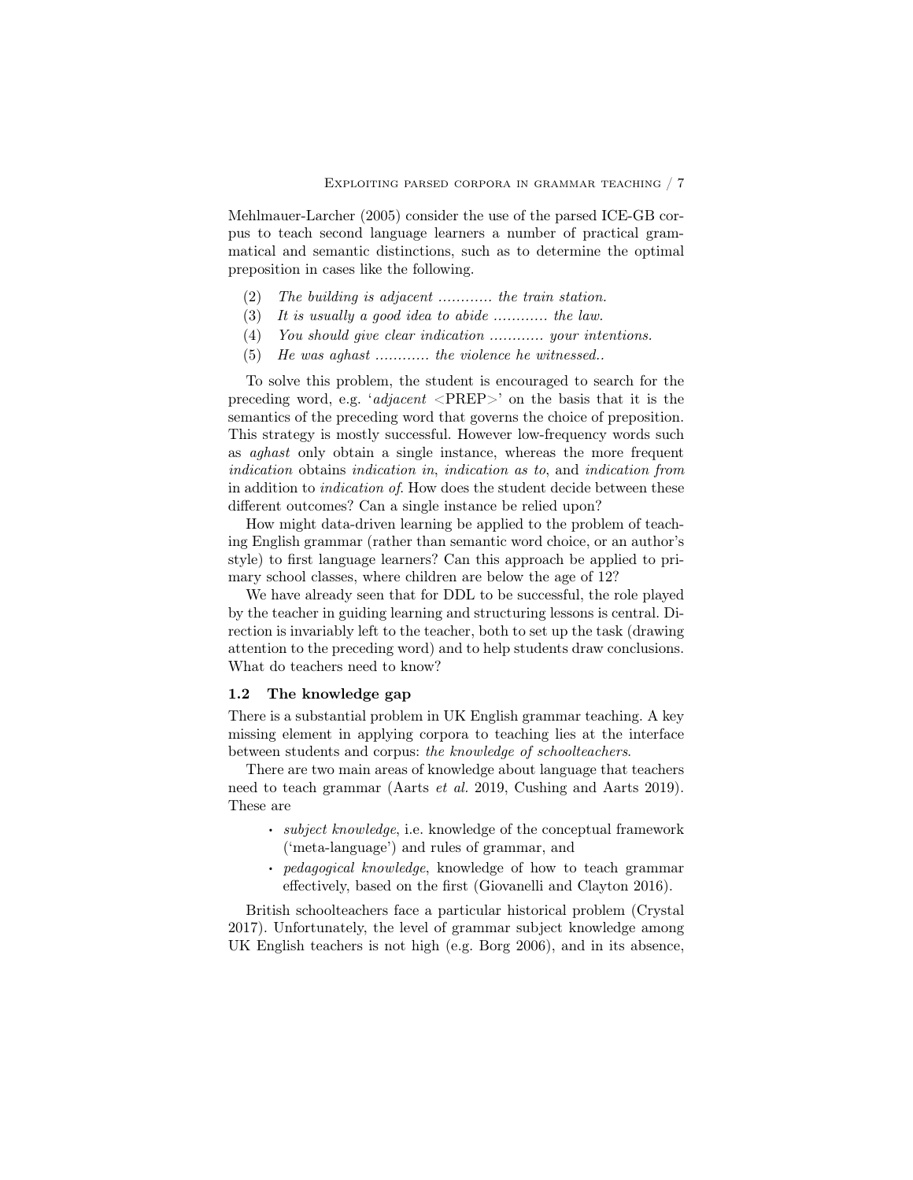Mehlmauer-Larcher (2005) consider the use of the parsed ICE-GB corpus to teach second language learners a number of practical grammatical and semantic distinctions, such as to determine the optimal preposition in cases like the following.

(2) *The building is adjacent ............ the train station.*
(3) *It is usually a good idea to abide ............ the law.*
(4) *You should give clear indication ............ your intentions.*
(5) *He was aghast ............ the violence he witnessed..*

To solve this problem, the student is encouraged to search for the preceding word, e.g. '*adjacent* <PREP>' on the basis that it is the semantics of the preceding word that governs the choice of preposition. This strategy is mostly successful. However low-frequency words such as *aghast* only obtain a single instance, whereas the more frequent *indication* obtains *indication in*, *indication as to*, and *indication from* in addition to *indication of*. How does the student decide between these different outcomes? Can a single instance be relied upon?

How might data-driven learning be applied to the problem of teaching English grammar (rather than semantic word choice, or an author's style) to first language learners? Can this approach be applied to primary school classes, where children are below the age of 12?

We have already seen that for DDL to be successful, the role played by the teacher in guiding learning and structuring lessons is central. Direction is invariably left to the teacher, both to set up the task (drawing attention to the preceding word) and to help students draw conclusions. What do teachers need to know?

### 1.2 The knowledge gap

There is a substantial problem in UK English grammar teaching. A key missing element in applying corpora to teaching lies at the interface between students and corpus: *the knowledge of schoolteachers*.

There are two main areas of knowledge about language that teachers need to teach grammar (Aarts *et al.* 2019, Cushing and Aarts 2019). These are

- *subject knowledge*, i.e. knowledge of the conceptual framework ('meta-language') and rules of grammar, and
- *pedagogical knowledge*, knowledge of how to teach grammar effectively, based on the first (Giovanelli and Clayton 2016).

British schoolteachers face a particular historical problem (Crystal 2017). Unfortunately, the level of grammar subject knowledge among UK English teachers is not high (e.g. Borg 2006), and in its absence,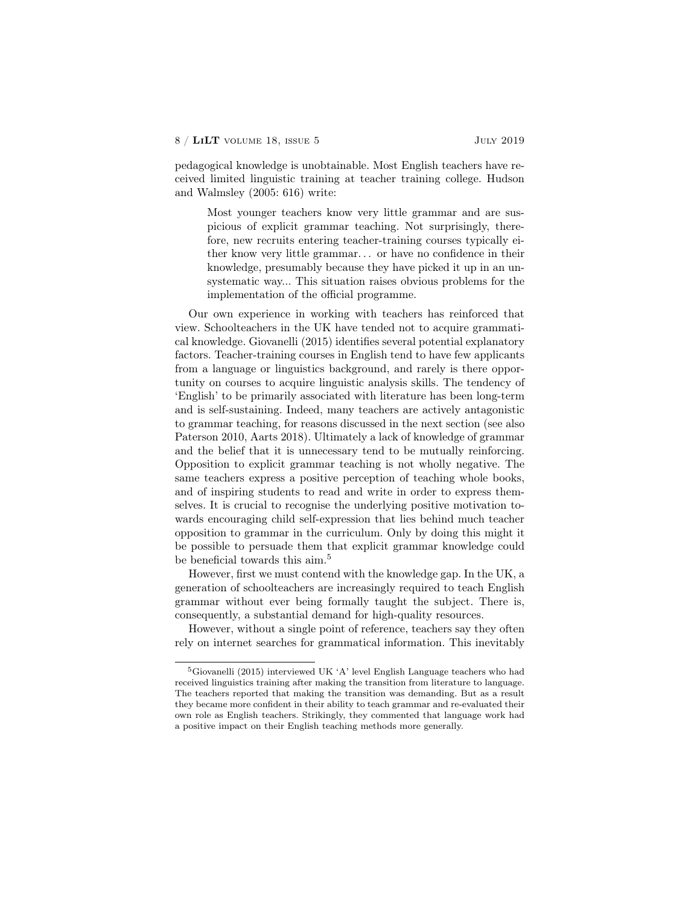pedagogical knowledge is unobtainable. Most English teachers have received limited linguistic training at teacher training college. Hudson and Walmsley (2005: 616) write:

> Most younger teachers know very little grammar and are suspicious of explicit grammar teaching. Not surprisingly, therefore, new recruits entering teacher-training courses typically either know very little grammar... or have no confidence in their knowledge, presumably because they have picked it up in an unsystematic way... This situation raises obvious problems for the implementation of the official programme.

Our own experience in working with teachers has reinforced that view. Schoolteachers in the UK have tended not to acquire grammatical knowledge. Giovanelli (2015) identifies several potential explanatory factors. Teacher-training courses in English tend to have few applicants from a language or linguistics background, and rarely is there opportunity on courses to acquire linguistic analysis skills. The tendency of 'English' to be primarily associated with literature has been long-term and is self-sustaining. Indeed, many teachers are actively antagonistic to grammar teaching, for reasons discussed in the next section (see also Paterson 2010, Aarts 2018). Ultimately a lack of knowledge of grammar and the belief that it is unnecessary tend to be mutually reinforcing. Opposition to explicit grammar teaching is not wholly negative. The same teachers express a positive perception of teaching whole books, and of inspiring students to read and write in order to express themselves. It is crucial to recognise the underlying positive motivation towards encouraging child self-expression that lies behind much teacher opposition to grammar in the curriculum. Only by doing this might it be possible to persuade them that explicit grammar knowledge could be beneficial towards this aim.[5]

However, first we must contend with the knowledge gap. In the UK, a generation of schoolteachers are increasingly required to teach English grammar without ever being formally taught the subject. There is, consequently, a substantial demand for high-quality resources.

However, without a single point of reference, teachers say they often rely on internet searches for grammatical information. This inevitably

[5] Giovanelli (2015) interviewed UK 'A' level English Language teachers who had received linguistics training after making the transition from literature to language. The teachers reported that making the transition was demanding. But as a result they became more confident in their ability to teach grammar and re-evaluated their own role as English teachers. Strikingly, they commented that language work had a positive impact on their English teaching methods more generally.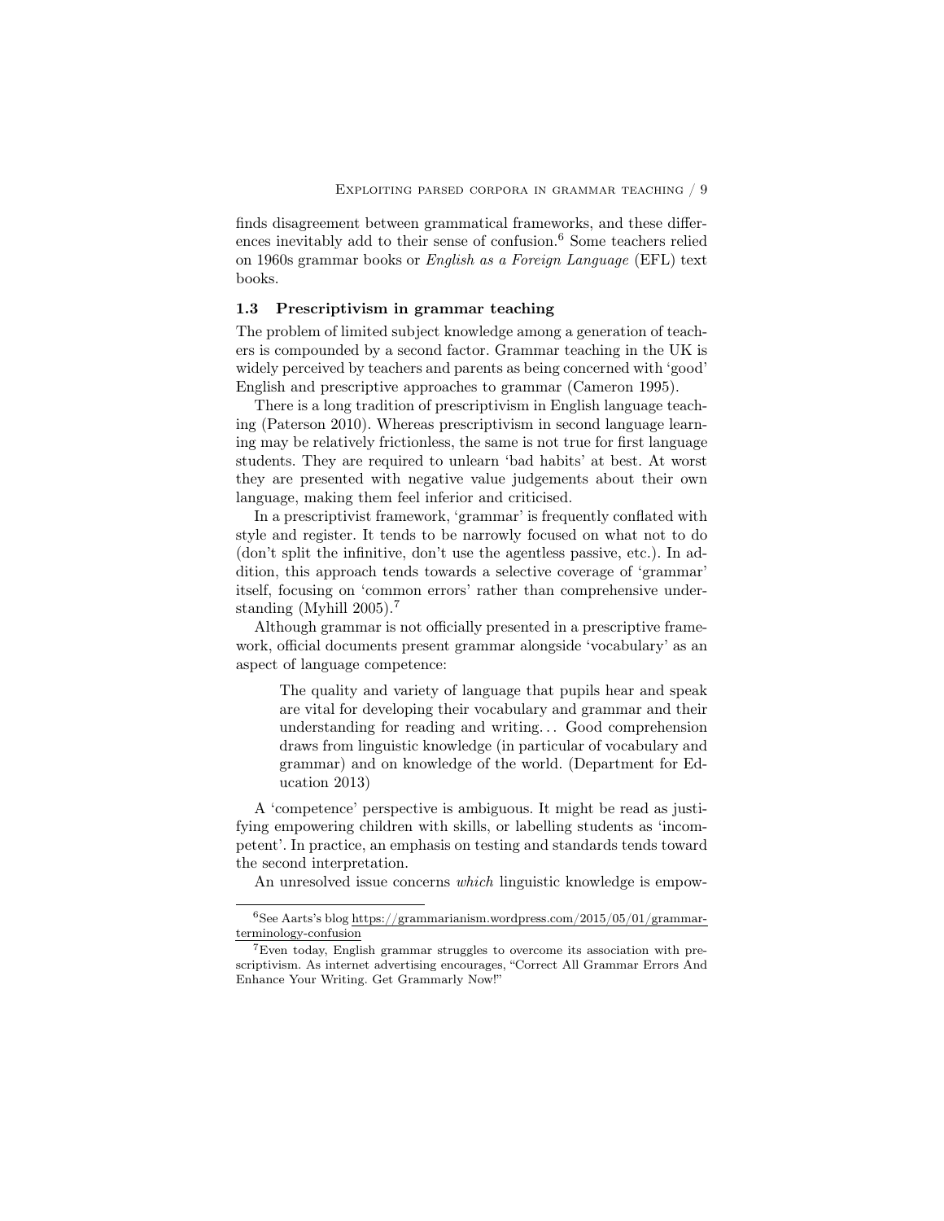finds disagreement between grammatical frameworks, and these differences inevitably add to their sense of confusion.[6] Some teachers relied on 1960s grammar books or *English as a Foreign Language* (EFL) text books.

### 1.3 Prescriptivism in grammar teaching

The problem of limited subject knowledge among a generation of teachers is compounded by a second factor. Grammar teaching in the UK is widely perceived by teachers and parents as being concerned with 'good' English and prescriptive approaches to grammar (Cameron 1995).

There is a long tradition of prescriptivism in English language teaching (Paterson 2010). Whereas prescriptivism in second language learning may be relatively frictionless, the same is not true for first language students. They are required to unlearn 'bad habits' at best. At worst they are presented with negative value judgements about their own language, making them feel inferior and criticised.

In a prescriptivist framework, 'grammar' is frequently conflated with style and register. It tends to be narrowly focused on what not to do (don't split the infinitive, don't use the agentless passive, etc.). In addition, this approach tends towards a selective coverage of 'grammar' itself, focusing on 'common errors' rather than comprehensive understanding (Myhill 2005).[7]

Although grammar is not officially presented in a prescriptive framework, official documents present grammar alongside 'vocabulary' as an aspect of language competence:

> The quality and variety of language that pupils hear and speak are vital for developing their vocabulary and grammar and their understanding for reading and writing... Good comprehension draws from linguistic knowledge (in particular of vocabulary and grammar) and on knowledge of the world. (Department for Education 2013)

A 'competence' perspective is ambiguous. It might be read as justifying empowering children with skills, or labelling students as 'incompetent'. In practice, an emphasis on testing and standards tends toward the second interpretation.

An unresolved issue concerns *which* linguistic knowledge is empow-

---

[6] See Aarts's blog https://grammarianism.wordpress.com/2015/05/01/grammar-terminology-confusion

[7] Even today, English grammar struggles to overcome its association with prescriptivism. As internet advertising encourages, "Correct All Grammar Errors And Enhance Your Writing. Get Grammarly Now!"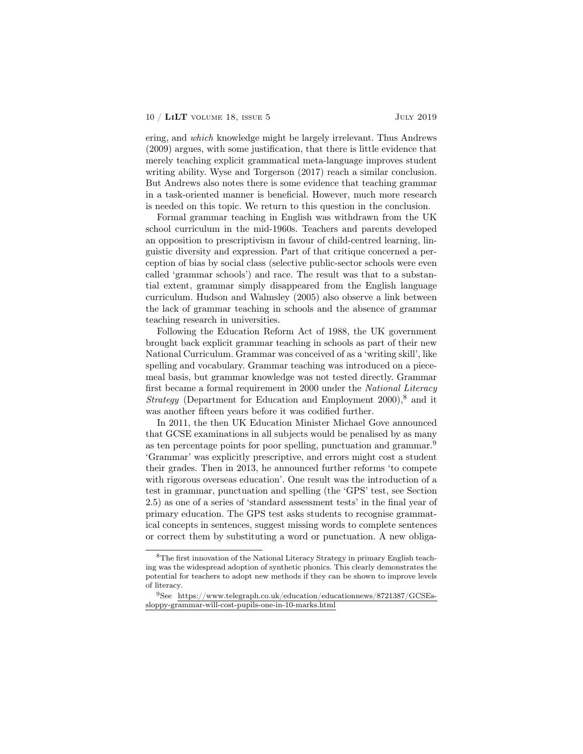ering, and *which* knowledge might be largely irrelevant. Thus Andrews (2009) argues, with some justification, that there is little evidence that merely teaching explicit grammatical meta-language improves student writing ability. Wyse and Torgerson (2017) reach a similar conclusion. But Andrews also notes there is some evidence that teaching grammar in a task-oriented manner is beneficial. However, much more research is needed on this topic. We return to this question in the conclusion.

Formal grammar teaching in English was withdrawn from the UK school curriculum in the mid-1960s. Teachers and parents developed an opposition to prescriptivism in favour of child-centred learning, linguistic diversity and expression. Part of that critique concerned a perception of bias by social class (selective public-sector schools were even called 'grammar schools') and race. The result was that to a substantial extent, grammar simply disappeared from the English language curriculum. Hudson and Walmsley (2005) also observe a link between the lack of grammar teaching in schools and the absence of grammar teaching research in universities.

Following the Education Reform Act of 1988, the UK government brought back explicit grammar teaching in schools as part of their new National Curriculum. Grammar was conceived of as a 'writing skill', like spelling and vocabulary. Grammar teaching was introduced on a piecemeal basis, but grammar knowledge was not tested directly. Grammar first became a formal requirement in 2000 under the *National Literacy Strategy* (Department for Education and Employment 2000),[8] and it was another fifteen years before it was codified further.

In 2011, the then UK Education Minister Michael Gove announced that GCSE examinations in all subjects would be penalised by as many as ten percentage points for poor spelling, punctuation and grammar.[9] 'Grammar' was explicitly prescriptive, and errors might cost a student their grades. Then in 2013, he announced further reforms 'to compete with rigorous overseas education'. One result was the introduction of a test in grammar, punctuation and spelling (the 'GPS' test, see Section 2.5) as one of a series of 'standard assessment tests' in the final year of primary education. The GPS test asks students to recognise grammatical concepts in sentences, suggest missing words to complete sentences or correct them by substituting a word or punctuation. A new obliga-

---

[8] The first innovation of the National Literacy Strategy in primary English teaching was the widespread adoption of synthetic phonics. This clearly demonstrates the potential for teachers to adopt new methods if they can be shown to improve levels of literacy.

[9] See https://www.telegraph.co.uk/education/educationnews/8721387/GCSEs-sloppy-grammar-will-cost-pupils-one-in-10-marks.html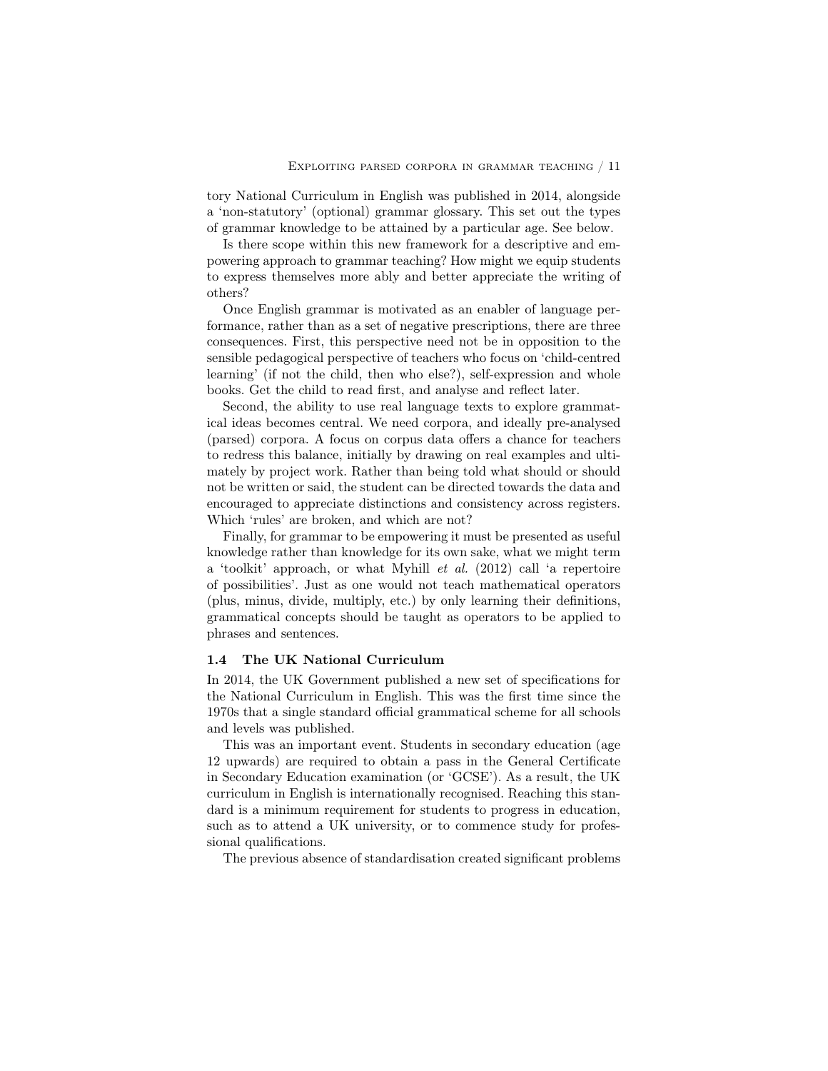tory National Curriculum in English was published in 2014, alongside a 'non-statutory' (optional) grammar glossary. This set out the types of grammar knowledge to be attained by a particular age. See below.

Is there scope within this new framework for a descriptive and empowering approach to grammar teaching? How might we equip students to express themselves more ably and better appreciate the writing of others?

Once English grammar is motivated as an enabler of language performance, rather than as a set of negative prescriptions, there are three consequences. First, this perspective need not be in opposition to the sensible pedagogical perspective of teachers who focus on 'child-centred learning' (if not the child, then who else?), self-expression and whole books. Get the child to read first, and analyse and reflect later.

Second, the ability to use real language texts to explore grammatical ideas becomes central. We need corpora, and ideally pre-analysed (parsed) corpora. A focus on corpus data offers a chance for teachers to redress this balance, initially by drawing on real examples and ultimately by project work. Rather than being told what should or should not be written or said, the student can be directed towards the data and encouraged to appreciate distinctions and consistency across registers. Which 'rules' are broken, and which are not?

Finally, for grammar to be empowering it must be presented as useful knowledge rather than knowledge for its own sake, what we might term a 'toolkit' approach, or what Myhill *et al.* (2012) call 'a repertoire of possibilities'. Just as one would not teach mathematical operators (plus, minus, divide, multiply, etc.) by only learning their definitions, grammatical concepts should be taught as operators to be applied to phrases and sentences.

### 1.4 The UK National Curriculum

In 2014, the UK Government published a new set of specifications for the National Curriculum in English. This was the first time since the 1970s that a single standard official grammatical scheme for all schools and levels was published.

This was an important event. Students in secondary education (age 12 upwards) are required to obtain a pass in the General Certificate in Secondary Education examination (or 'GCSE'). As a result, the UK curriculum in English is internationally recognised. Reaching this standard is a minimum requirement for students to progress in education, such as to attend a UK university, or to commence study for professional qualifications.

The previous absence of standardisation created significant problems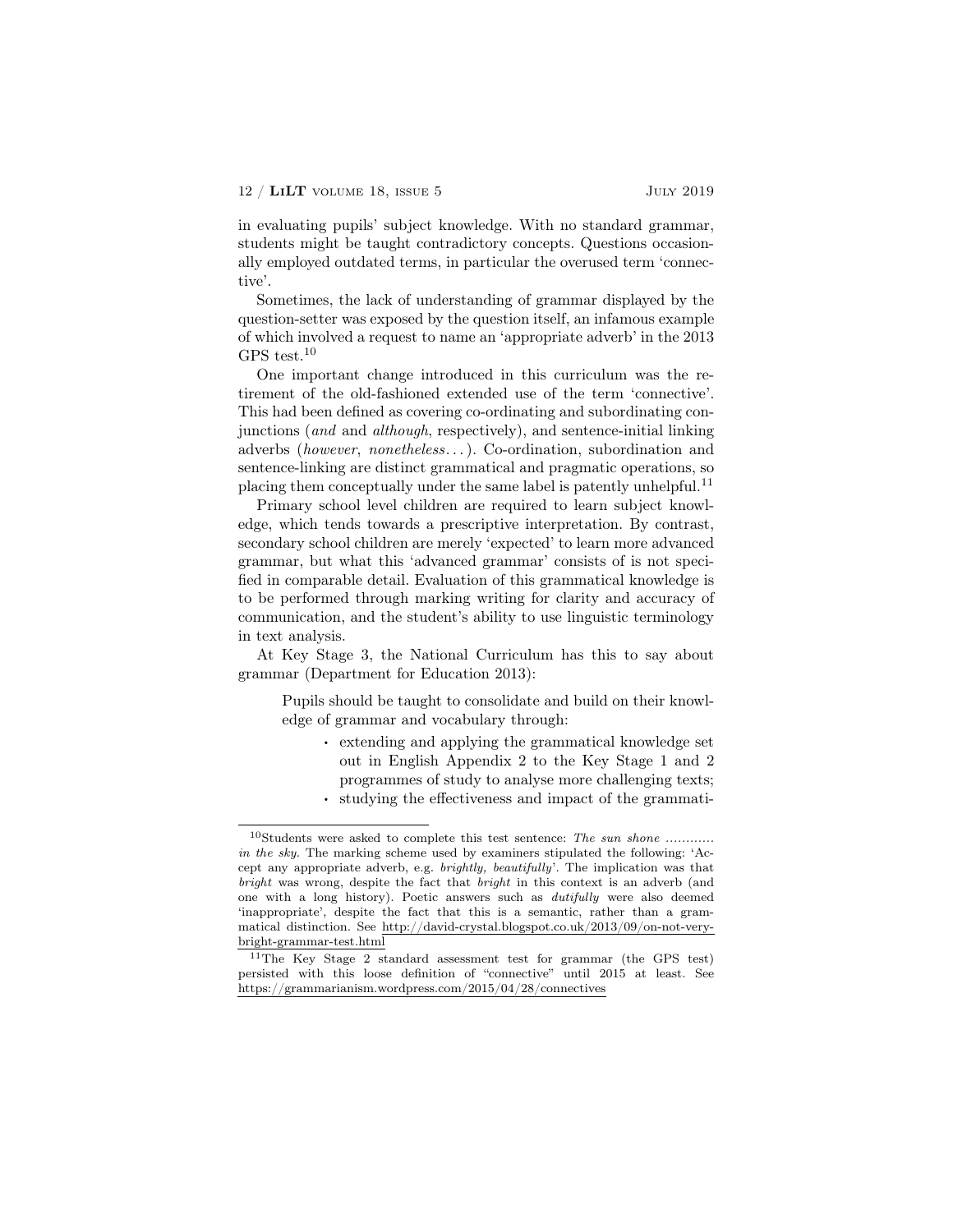in evaluating pupils' subject knowledge. With no standard grammar, students might be taught contradictory concepts. Questions occasionally employed outdated terms, in particular the overused term 'connective'.

Sometimes, the lack of understanding of grammar displayed by the question-setter was exposed by the question itself, an infamous example of which involved a request to name an 'appropriate adverb' in the 2013 GPS test.[10]

One important change introduced in this curriculum was the retirement of the old-fashioned extended use of the term 'connective'. This had been defined as covering co-ordinating and subordinating conjunctions (*and* and *although*, respectively), and sentence-initial linking adverbs (*however*, *nonetheless*...). Co-ordination, subordination and sentence-linking are distinct grammatical and pragmatic operations, so placing them conceptually under the same label is patently unhelpful.[11]

Primary school level children are required to learn subject knowledge, which tends towards a prescriptive interpretation. By contrast, secondary school children are merely 'expected' to learn more advanced grammar, but what this 'advanced grammar' consists of is not specified in comparable detail. Evaluation of this grammatical knowledge is to be performed through marking writing for clarity and accuracy of communication, and the student's ability to use linguistic terminology in text analysis.

At Key Stage 3, the National Curriculum has this to say about grammar (Department for Education 2013):

> Pupils should be taught to consolidate and build on their knowledge of grammar and vocabulary through:
>
> - extending and applying the grammatical knowledge set out in English Appendix 2 to the Key Stage 1 and 2 programmes of study to analyse more challenging texts;
> - studying the effectiveness and impact of the grammati-

---

[10] Students were asked to complete this test sentence: *The sun shone ............ in the sky.* The marking scheme used by examiners stipulated the following: 'Accept any appropriate adverb, e.g. *brightly, beautifully*'. The implication was that *bright* was wrong, despite the fact that *bright* in this context is an adverb (and one with a long history). Poetic answers such as *dutifully* were also deemed 'inappropriate', despite the fact that this is a semantic, rather than a grammatical distinction. See http://david-crystal.blogspot.co.uk/2013/09/on-not-very-bright-grammar-test.html

[11] The Key Stage 2 standard assessment test for grammar (the GPS test) persisted with this loose definition of "connective" until 2015 at least. See https://grammarianism.wordpress.com/2015/04/28/connectives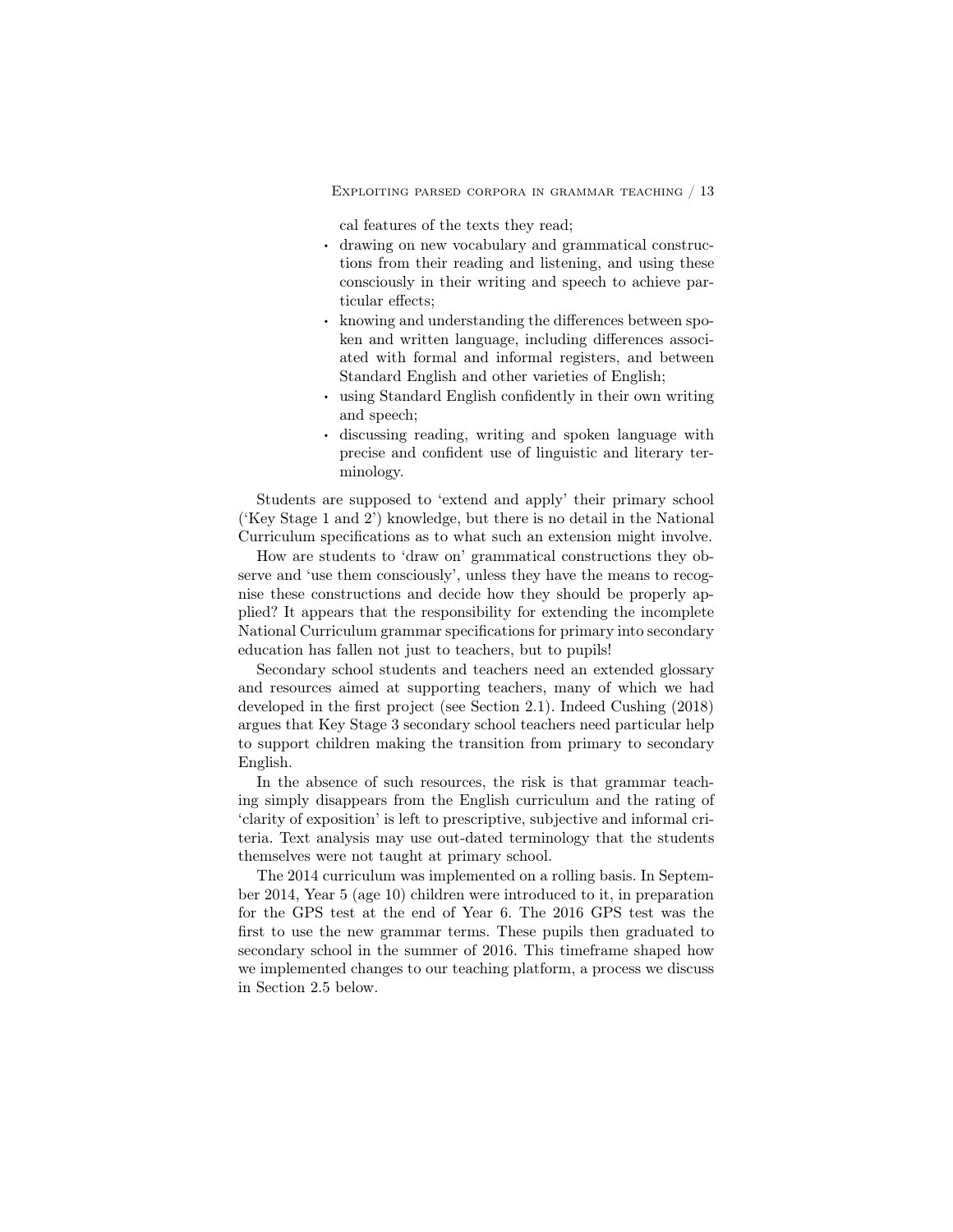cal features of the texts they read;

- drawing on new vocabulary and grammatical constructions from their reading and listening, and using these consciously in their writing and speech to achieve particular effects;
- knowing and understanding the differences between spoken and written language, including differences associated with formal and informal registers, and between Standard English and other varieties of English;
- using Standard English confidently in their own writing and speech;
- discussing reading, writing and spoken language with precise and confident use of linguistic and literary terminology.

Students are supposed to 'extend and apply' their primary school ('Key Stage 1 and 2') knowledge, but there is no detail in the National Curriculum specifications as to what such an extension might involve.

How are students to 'draw on' grammatical constructions they observe and 'use them consciously', unless they have the means to recognise these constructions and decide how they should be properly applied? It appears that the responsibility for extending the incomplete National Curriculum grammar specifications for primary into secondary education has fallen not just to teachers, but to pupils!

Secondary school students and teachers need an extended glossary and resources aimed at supporting teachers, many of which we had developed in the first project (see Section 2.1). Indeed Cushing (2018) argues that Key Stage 3 secondary school teachers need particular help to support children making the transition from primary to secondary English.

In the absence of such resources, the risk is that grammar teaching simply disappears from the English curriculum and the rating of 'clarity of exposition' is left to prescriptive, subjective and informal criteria. Text analysis may use out-dated terminology that the students themselves were not taught at primary school.

The 2014 curriculum was implemented on a rolling basis. In September 2014, Year 5 (age 10) children were introduced to it, in preparation for the GPS test at the end of Year 6. The 2016 GPS test was the first to use the new grammar terms. These pupils then graduated to secondary school in the summer of 2016. This timeframe shaped how we implemented changes to our teaching platform, a process we discuss in Section 2.5 below.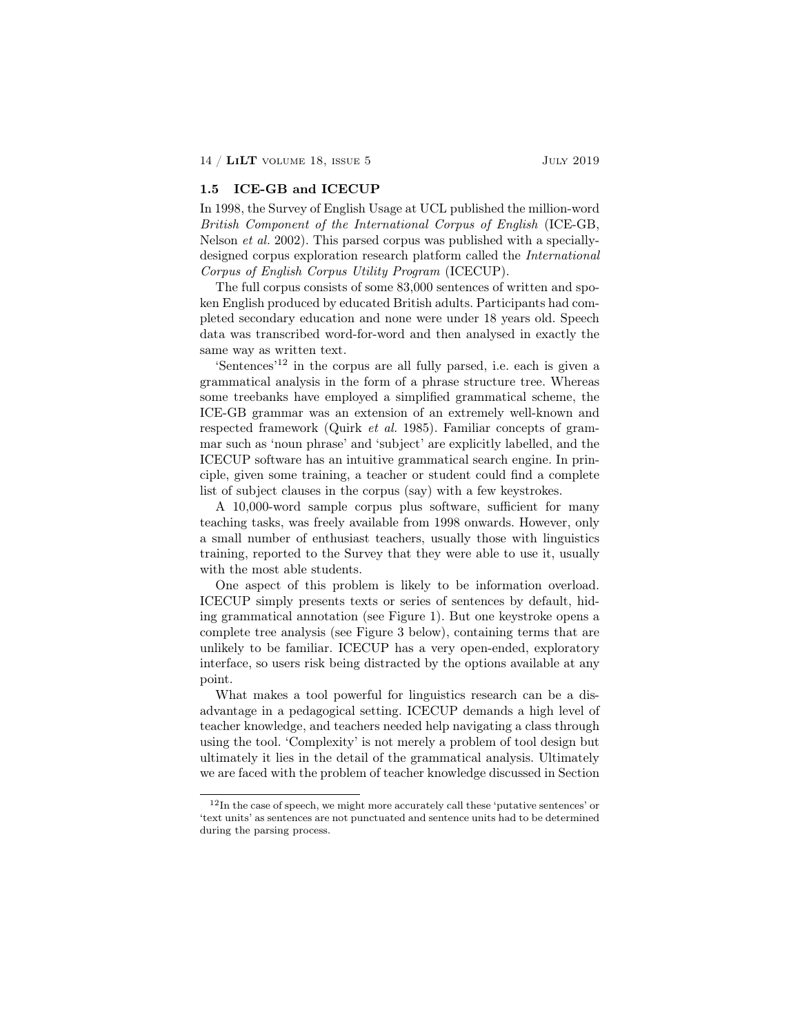### 1.5 ICE-GB and ICECUP

In 1998, the Survey of English Usage at UCL published the million-word *British Component of the International Corpus of English* (ICE-GB, Nelson *et al.* 2002). This parsed corpus was published with a specially-designed corpus exploration research platform called the *International Corpus of English Corpus Utility Program* (ICECUP).

The full corpus consists of some 83,000 sentences of written and spoken English produced by educated British adults. Participants had completed secondary education and none were under 18 years old. Speech data was transcribed word-for-word and then analysed in exactly the same way as written text.

'Sentences'[12] in the corpus are all fully parsed, i.e. each is given a grammatical analysis in the form of a phrase structure tree. Whereas some treebanks have employed a simplified grammatical scheme, the ICE-GB grammar was an extension of an extremely well-known and respected framework (Quirk *et al.* 1985). Familiar concepts of grammar such as 'noun phrase' and 'subject' are explicitly labelled, and the ICECUP software has an intuitive grammatical search engine. In principle, given some training, a teacher or student could find a complete list of subject clauses in the corpus (say) with a few keystrokes.

A 10,000-word sample corpus plus software, sufficient for many teaching tasks, was freely available from 1998 onwards. However, only a small number of enthusiast teachers, usually those with linguistics training, reported to the Survey that they were able to use it, usually with the most able students.

One aspect of this problem is likely to be information overload. ICECUP simply presents texts or series of sentences by default, hiding grammatical annotation (see Figure 1). But one keystroke opens a complete tree analysis (see Figure 3 below), containing terms that are unlikely to be familiar. ICECUP has a very open-ended, exploratory interface, so users risk being distracted by the options available at any point.

What makes a tool powerful for linguistics research can be a disadvantage in a pedagogical setting. ICECUP demands a high level of teacher knowledge, and teachers needed help navigating a class through using the tool. 'Complexity' is not merely a problem of tool design but ultimately it lies in the detail of the grammatical analysis. Ultimately we are faced with the problem of teacher knowledge discussed in Section

---

[12] In the case of speech, we might more accurately call these 'putative sentences' or 'text units' as sentences are not punctuated and sentence units had to be determined during the parsing process.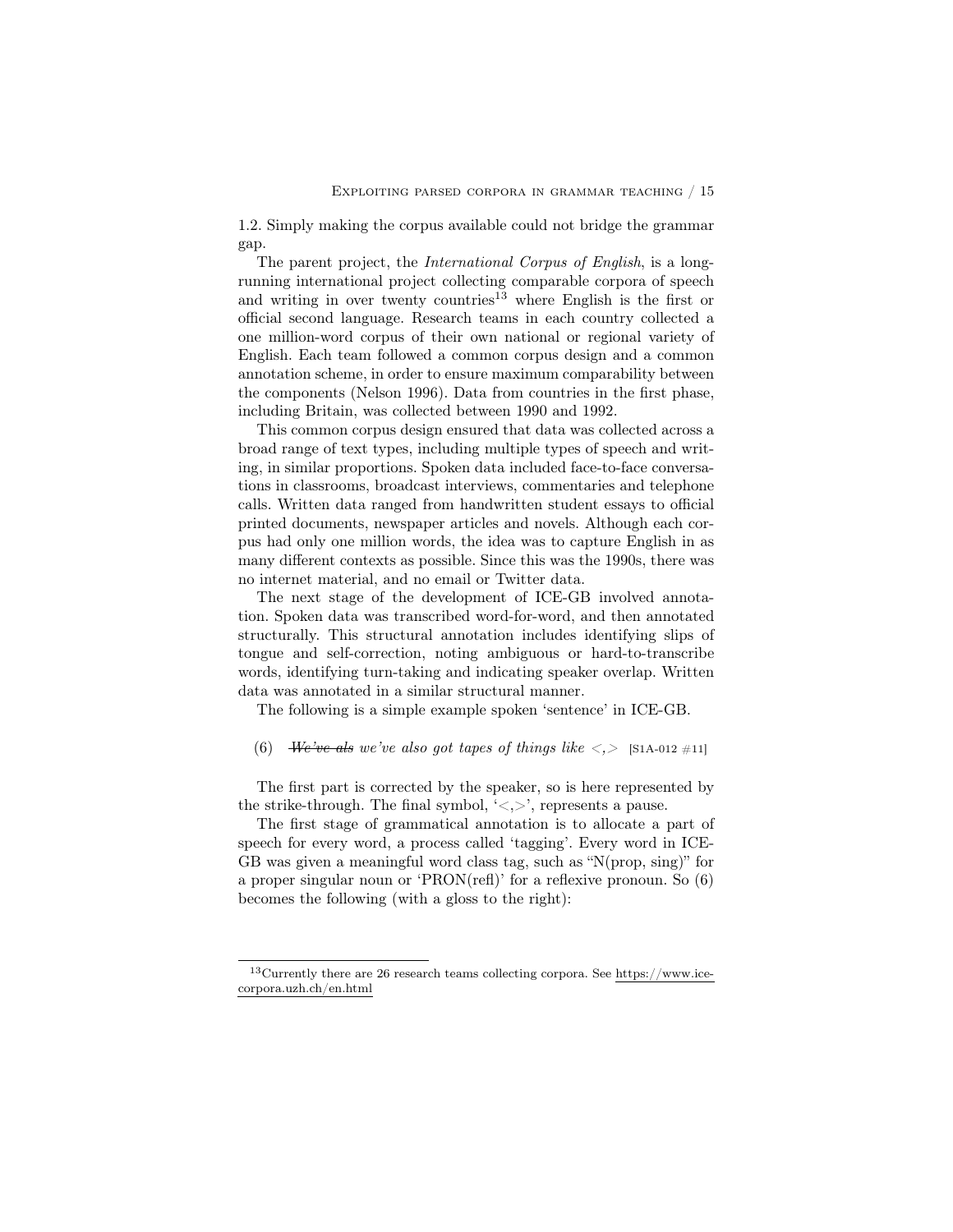1.2. Simply making the corpus available could not bridge the grammar gap.

The parent project, the *International Corpus of English*, is a long-running international project collecting comparable corpora of speech and writing in over twenty countries[13] where English is the first or official second language. Research teams in each country collected a one million-word corpus of their own national or regional variety of English. Each team followed a common corpus design and a common annotation scheme, in order to ensure maximum comparability between the components (Nelson 1996). Data from countries in the first phase, including Britain, was collected between 1990 and 1992.

This common corpus design ensured that data was collected across a broad range of text types, including multiple types of speech and writing, in similar proportions. Spoken data included face-to-face conversations in classrooms, broadcast interviews, commentaries and telephone calls. Written data ranged from handwritten student essays to official printed documents, newspaper articles and novels. Although each corpus had only one million words, the idea was to capture English in as many different contexts as possible. Since this was the 1990s, there was no internet material, and no email or Twitter data.

The next stage of the development of ICE-GB involved annotation. Spoken data was transcribed word-for-word, and then annotated structurally. This structural annotation includes identifying slips of tongue and self-correction, noting ambiguous or hard-to-transcribe words, identifying turn-taking and indicating speaker overlap. Written data was annotated in a similar structural manner.

The following is a simple example spoken 'sentence' in ICE-GB.

(6) *~~We've als~~ we've also got tapes of things like* <,> [S1A-012 #11]

The first part is corrected by the speaker, so is here represented by the strike-through. The final symbol, '<,>', represents a pause.

The first stage of grammatical annotation is to allocate a part of speech for every word, a process called 'tagging'. Every word in ICE-GB was given a meaningful word class tag, such as "N(prop, sing)" for a proper singular noun or 'PRON(refl)' for a reflexive pronoun. So (6) becomes the following (with a gloss to the right):

---

[13] Currently there are 26 research teams collecting corpora. See https://www.ice-corpora.uzh.ch/en.html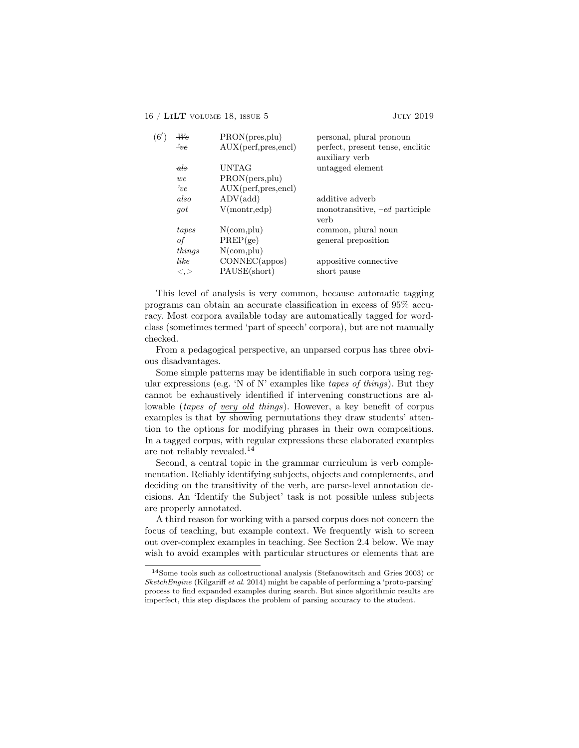(6′)

| | | |
|---|---|---|
| ~~*We*~~ | PRON(pres,plu) | personal, plural pronoun |
| ~~*'ve*~~ | AUX(perf,pres,encl) | perfect, present tense, enclitic auxiliary verb |
| ~~*als*~~ | UNTAG | untagged element |
| *we* | PRON(pers,plu) | |
| *'ve* | AUX(perf,pres,encl) | |
| *also* | ADV(add) | additive adverb |
| *got* | V(montr,edp) | monotransitive, –*ed* participle verb |
| *tapes* | N(com,plu) | common, plural noun |
| *of* | PREP(ge) | general preposition |
| *things* | N(com,plu) | |
| *like* | CONNEC(appos) | appositive connective |
| <,> | PAUSE(short) | short pause |

This level of analysis is very common, because automatic tagging programs can obtain an accurate classification in excess of 95% accuracy. Most corpora available today are automatically tagged for word-class (sometimes termed 'part of speech' corpora), but are not manually checked.

From a pedagogical perspective, an unparsed corpus has three obvious disadvantages.

Some simple patterns may be identifiable in such corpora using regular expressions (e.g. 'N of N' examples like *tapes of things*). But they cannot be exhaustively identified if intervening constructions are allowable (*tapes of very old things*). However, a key benefit of corpus examples is that by showing permutations they draw students' attention to the options for modifying phrases in their own compositions. In a tagged corpus, with regular expressions these elaborated examples are not reliably revealed.[14]

Second, a central topic in the grammar curriculum is verb complementation. Reliably identifying subjects, objects and complements, and deciding on the transitivity of the verb, are parse-level annotation decisions. An 'Identify the Subject' task is not possible unless subjects are properly annotated.

A third reason for working with a parsed corpus does not concern the focus of teaching, but example context. We frequently wish to screen out over-complex examples in teaching. See Section 2.4 below. We may wish to avoid examples with particular structures or elements that are

---

[14] Some tools such as collostructional analysis (Stefanowitsch and Gries 2003) or *SketchEngine* (Kilgariff *et al.* 2014) might be capable of performing a 'proto-parsing' process to find expanded examples during search. But since algorithmic results are imperfect, this step displaces the problem of parsing accuracy to the student.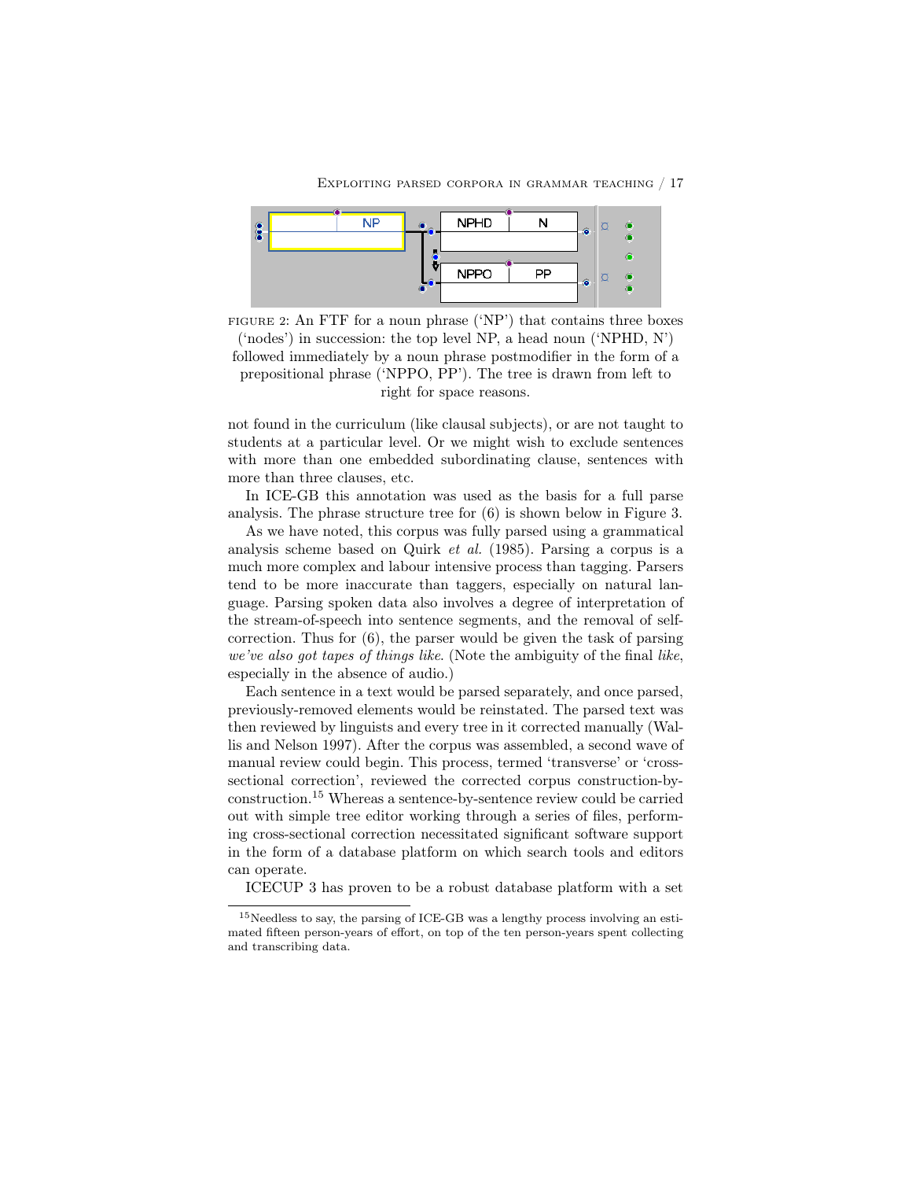FIGURE 2: An FTF for a noun phrase ('NP') that contains three boxes ('nodes') in succession: the top level NP, a head noun ('NPHD, N') followed immediately by a noun phrase postmodifier in the form of a prepositional phrase ('NPPO, PP'). The tree is drawn from left to right for space reasons.

not found in the curriculum (like clausal subjects), or are not taught to students at a particular level. Or we might wish to exclude sentences with more than one embedded subordinating clause, sentences with more than three clauses, etc.

In ICE-GB this annotation was used as the basis for a full parse analysis. The phrase structure tree for (6) is shown below in Figure 3.

As we have noted, this corpus was fully parsed using a grammatical analysis scheme based on Quirk *et al.* (1985). Parsing a corpus is a much more complex and labour intensive process than tagging. Parsers tend to be more inaccurate than taggers, especially on natural language. Parsing spoken data also involves a degree of interpretation of the stream-of-speech into sentence segments, and the removal of self-correction. Thus for (6), the parser would be given the task of parsing *we've also got tapes of things like*. (Note the ambiguity of the final *like*, especially in the absence of audio.)

Each sentence in a text would be parsed separately, and once parsed, previously-removed elements would be reinstated. The parsed text was then reviewed by linguists and every tree in it corrected manually (Wallis and Nelson 1997). After the corpus was assembled, a second wave of manual review could begin. This process, termed 'transverse' or 'cross-sectional correction', reviewed the corrected corpus construction-by-construction.[15] Whereas a sentence-by-sentence review could be carried out with simple tree editor working through a series of files, performing cross-sectional correction necessitated significant software support in the form of a database platform on which search tools and editors can operate.

ICECUP 3 has proven to be a robust database platform with a set

[15] Needless to say, the parsing of ICE-GB was a lengthy process involving an estimated fifteen person-years of effort, on top of the ten person-years spent collecting and transcribing data.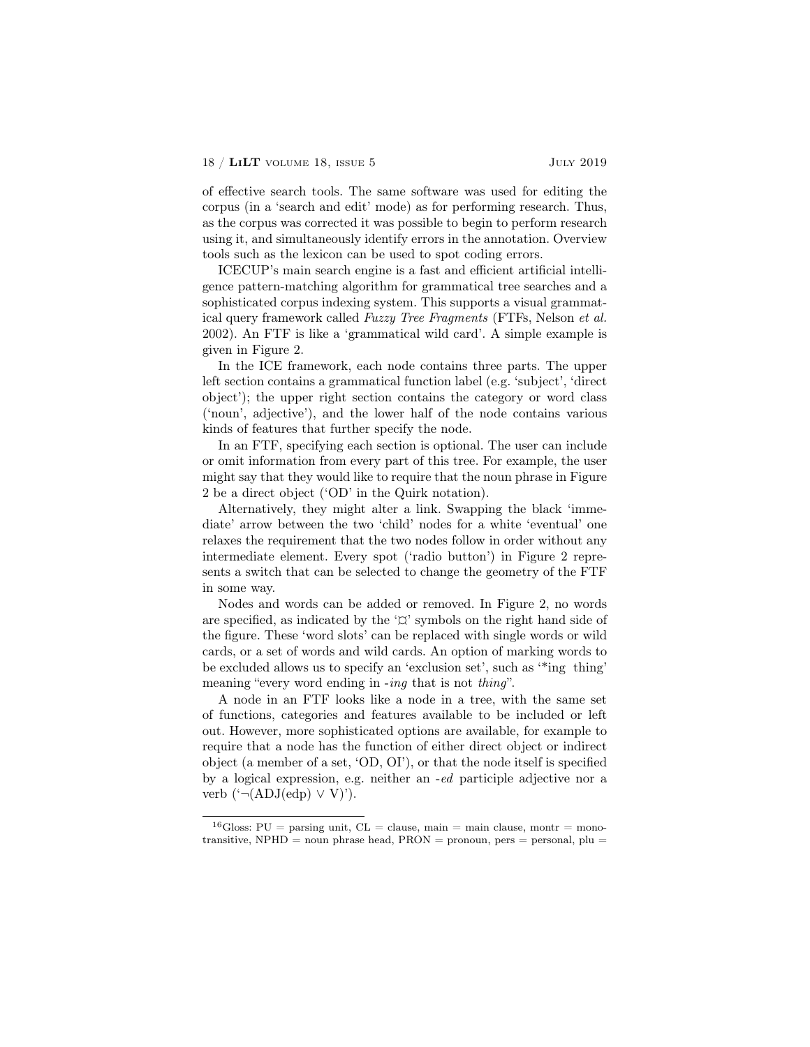of effective search tools. The same software was used for editing the corpus (in a 'search and edit' mode) as for performing research. Thus, as the corpus was corrected it was possible to begin to perform research using it, and simultaneously identify errors in the annotation. Overview tools such as the lexicon can be used to spot coding errors.

ICECUP's main search engine is a fast and efficient artificial intelligence pattern-matching algorithm for grammatical tree searches and a sophisticated corpus indexing system. This supports a visual grammatical query framework called *Fuzzy Tree Fragments* (FTFs, Nelson *et al.* 2002). An FTF is like a 'grammatical wild card'. A simple example is given in Figure 2.

In the ICE framework, each node contains three parts. The upper left section contains a grammatical function label (e.g. 'subject', 'direct object'); the upper right section contains the category or word class ('noun', adjective'), and the lower half of the node contains various kinds of features that further specify the node.

In an FTF, specifying each section is optional. The user can include or omit information from every part of this tree. For example, the user might say that they would like to require that the noun phrase in Figure 2 be a direct object ('OD' in the Quirk notation).

Alternatively, they might alter a link. Swapping the black 'immediate' arrow between the two 'child' nodes for a white 'eventual' one relaxes the requirement that the two nodes follow in order without any intermediate element. Every spot ('radio button') in Figure 2 represents a switch that can be selected to change the geometry of the FTF in some way.

Nodes and words can be added or removed. In Figure 2, no words are specified, as indicated by the '¤' symbols on the right hand side of the figure. These 'word slots' can be replaced with single words or wild cards, or a set of words and wild cards. An option of marking words to be excluded allows us to specify an 'exclusion set', such as '*ing ~~thing~~' meaning "every word ending in *-ing* that is not *thing*".

A node in an FTF looks like a node in a tree, with the same set of functions, categories and features available to be included or left out. However, more sophisticated options are available, for example to require that a node has the function of either direct object or indirect object (a member of a set, 'OD, OI'), or that the node itself is specified by a logical expression, e.g. neither an *-ed* participle adjective nor a verb ('$\neg$(ADJ(edp) $\vee$ V)').

---

[16]Gloss: PU = parsing unit, CL = clause, main = main clause, montr = monotransitive, NPHD = noun phrase head, PRON = pronoun, pers = personal, plu =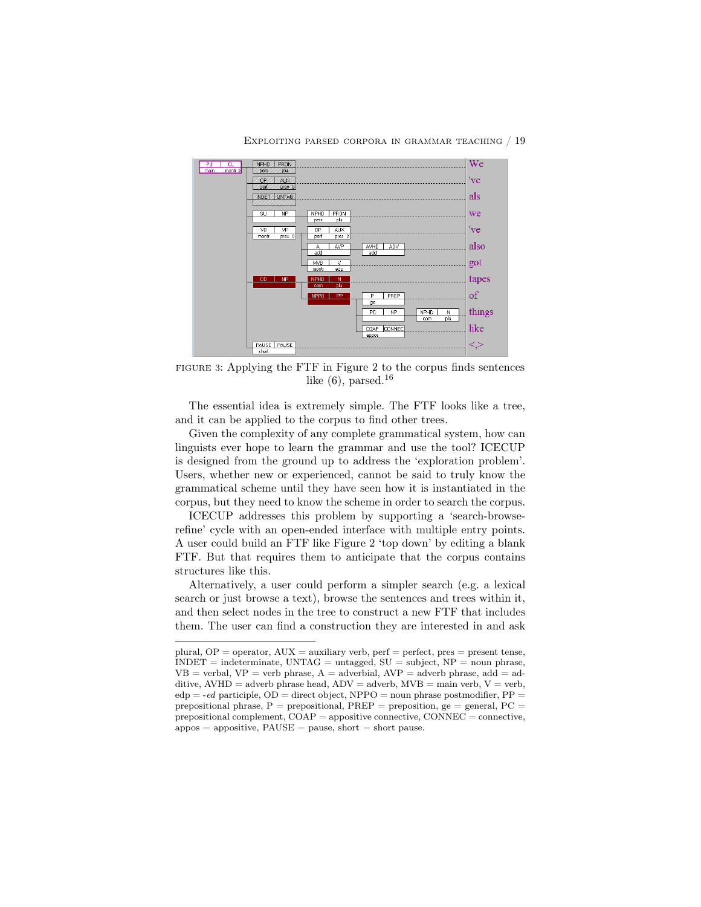FIGURE 3: Applying the FTF in Figure 2 to the corpus finds sentences like (6), parsed.[16]

The essential idea is extremely simple. The FTF looks like a tree, and it can be applied to the corpus to find other trees.

Given the complexity of any complete grammatical system, how can linguists ever hope to learn the grammar and use the tool? ICECUP is designed from the ground up to address the 'exploration problem'. Users, whether new or experienced, cannot be said to truly know the grammatical scheme until they have seen how it is instantiated in the corpus, but they need to know the scheme in order to search the corpus.

ICECUP addresses this problem by supporting a 'search-browse-refine' cycle with an open-ended interface with multiple entry points. A user could build an FTF like Figure 2 'top down' by editing a blank FTF. But that requires them to anticipate that the corpus contains structures like this.

Alternatively, a user could perform a simpler search (e.g. a lexical search or just browse a text), browse the sentences and trees within it, and then select nodes in the tree to construct a new FTF that includes them. The user can find a construction they are interested in and ask

---

plural, OP = operator, AUX = auxiliary verb, perf = perfect, pres = present tense, INDET = indeterminate, UNTAG = untagged, SU = subject, NP = noun phrase, VB = verbal, VP = verb phrase, A = adverbial, AVP = adverb phrase, add = additive, AVHD = adverb phrase head, ADV = adverb, MVB = main verb, V = verb, edp = *-ed* participle, OD = direct object, NPPO = noun phrase postmodifier, PP = prepositional phrase, P = prepositional, PREP = preposition, ge = general, PC = prepositional complement, COAP = appositive connective, CONNEC = connective, appos = appositive, PAUSE = pause, short = short pause.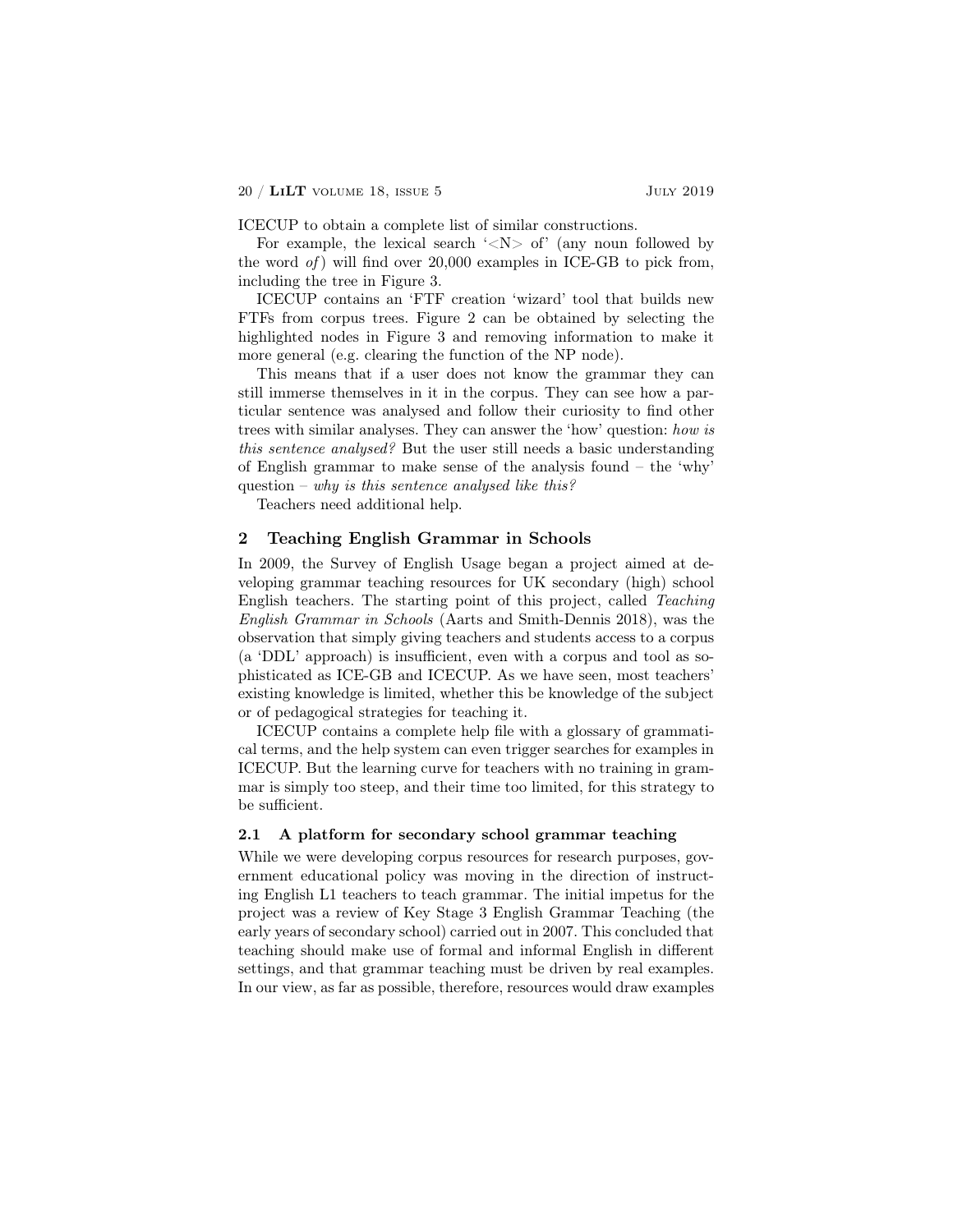ICECUP to obtain a complete list of similar constructions.

For example, the lexical search '<N> of' (any noun followed by the word *of*) will find over 20,000 examples in ICE-GB to pick from, including the tree in Figure 3.

ICECUP contains an 'FTF creation 'wizard' tool that builds new FTFs from corpus trees. Figure 2 can be obtained by selecting the highlighted nodes in Figure 3 and removing information to make it more general (e.g. clearing the function of the NP node).

This means that if a user does not know the grammar they can still immerse themselves in it in the corpus. They can see how a particular sentence was analysed and follow their curiosity to find other trees with similar analyses. They can answer the 'how' question: *how is this sentence analysed?* But the user still needs a basic understanding of English grammar to make sense of the analysis found – the 'why' question – *why is this sentence analysed like this?*

Teachers need additional help.

## 2 Teaching English Grammar in Schools

In 2009, the Survey of English Usage began a project aimed at developing grammar teaching resources for UK secondary (high) school English teachers. The starting point of this project, called *Teaching English Grammar in Schools* (Aarts and Smith-Dennis 2018), was the observation that simply giving teachers and students access to a corpus (a 'DDL' approach) is insufficient, even with a corpus and tool as sophisticated as ICE-GB and ICECUP. As we have seen, most teachers' existing knowledge is limited, whether this be knowledge of the subject or of pedagogical strategies for teaching it.

ICECUP contains a complete help file with a glossary of grammatical terms, and the help system can even trigger searches for examples in ICECUP. But the learning curve for teachers with no training in grammar is simply too steep, and their time too limited, for this strategy to be sufficient.

### 2.1 A platform for secondary school grammar teaching

While we were developing corpus resources for research purposes, government educational policy was moving in the direction of instructing English L1 teachers to teach grammar. The initial impetus for the project was a review of Key Stage 3 English Grammar Teaching (the early years of secondary school) carried out in 2007. This concluded that teaching should make use of formal and informal English in different settings, and that grammar teaching must be driven by real examples. In our view, as far as possible, therefore, resources would draw examples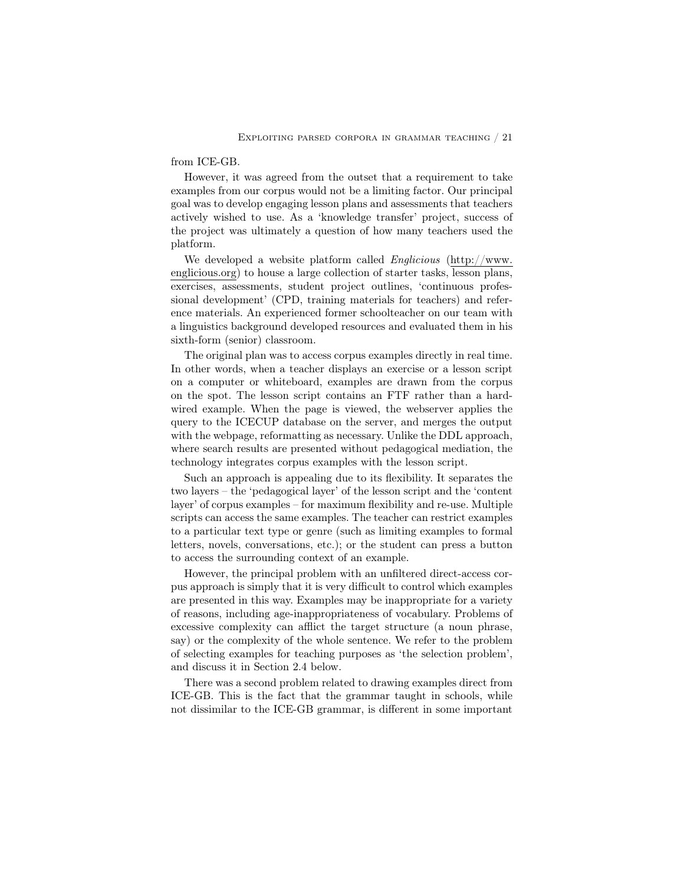from ICE-GB.

However, it was agreed from the outset that a requirement to take examples from our corpus would not be a limiting factor. Our principal goal was to develop engaging lesson plans and assessments that teachers actively wished to use. As a 'knowledge transfer' project, success of the project was ultimately a question of how many teachers used the platform.

We developed a website platform called *Englicious* (http://www.englicious.org) to house a large collection of starter tasks, lesson plans, exercises, assessments, student project outlines, 'continuous professional development' (CPD, training materials for teachers) and reference materials. An experienced former schoolteacher on our team with a linguistics background developed resources and evaluated them in his sixth-form (senior) classroom.

The original plan was to access corpus examples directly in real time. In other words, when a teacher displays an exercise or a lesson script on a computer or whiteboard, examples are drawn from the corpus on the spot. The lesson script contains an FTF rather than a hard-wired example. When the page is viewed, the webserver applies the query to the ICECUP database on the server, and merges the output with the webpage, reformatting as necessary. Unlike the DDL approach, where search results are presented without pedagogical mediation, the technology integrates corpus examples with the lesson script.

Such an approach is appealing due to its flexibility. It separates the two layers – the 'pedagogical layer' of the lesson script and the 'content layer' of corpus examples – for maximum flexibility and re-use. Multiple scripts can access the same examples. The teacher can restrict examples to a particular text type or genre (such as limiting examples to formal letters, novels, conversations, etc.); or the student can press a button to access the surrounding context of an example.

However, the principal problem with an unfiltered direct-access corpus approach is simply that it is very difficult to control which examples are presented in this way. Examples may be inappropriate for a variety of reasons, including age-inappropriateness of vocabulary. Problems of excessive complexity can afflict the target structure (a noun phrase, say) or the complexity of the whole sentence. We refer to the problem of selecting examples for teaching purposes as 'the selection problem', and discuss it in Section 2.4 below.

There was a second problem related to drawing examples direct from ICE-GB. This is the fact that the grammar taught in schools, while not dissimilar to the ICE-GB grammar, is different in some important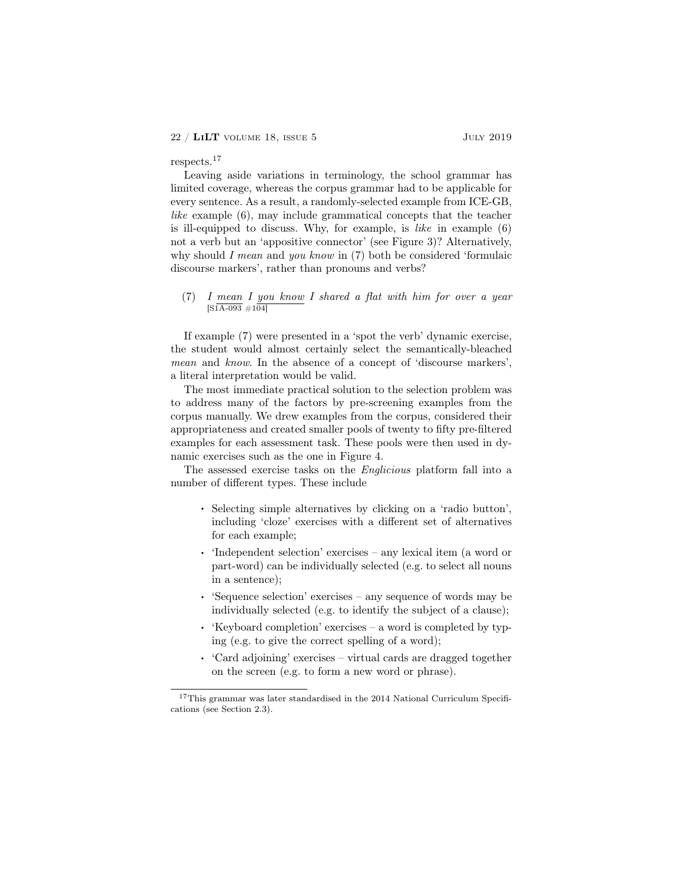respects.[17]

Leaving aside variations in terminology, the school grammar has limited coverage, whereas the corpus grammar had to be applicable for every sentence. As a result, a randomly-selected example from ICE-GB, *like* example (6), may include grammatical concepts that the teacher is ill-equipped to discuss. Why, for example, is *like* in example (6) not a verb but an 'appositive connector' (see Figure 3)? Alternatively, why should *I mean* and *you know* in (7) both be considered 'formulaic discourse markers', rather than pronouns and verbs?

(7) *I mean I you know I shared a flat with him for over a year* [S1A-093 #104]

If example (7) were presented in a 'spot the verb' dynamic exercise, the student would almost certainly select the semantically-bleached *mean* and *know*. In the absence of a concept of 'discourse markers', a literal interpretation would be valid.

The most immediate practical solution to the selection problem was to address many of the factors by pre-screening examples from the corpus manually. We drew examples from the corpus, considered their appropriateness and created smaller pools of twenty to fifty pre-filtered examples for each assessment task. These pools were then used in dynamic exercises such as the one in Figure 4.

The assessed exercise tasks on the *Englicious* platform fall into a number of different types. These include

- Selecting simple alternatives by clicking on a 'radio button', including 'cloze' exercises with a different set of alternatives for each example;
- 'Independent selection' exercises – any lexical item (a word or part-word) can be individually selected (e.g. to select all nouns in a sentence);
- 'Sequence selection' exercises – any sequence of words may be individually selected (e.g. to identify the subject of a clause);
- 'Keyboard completion' exercises – a word is completed by typing (e.g. to give the correct spelling of a word);
- 'Card adjoining' exercises – virtual cards are dragged together on the screen (e.g. to form a new word or phrase).

[17] This grammar was later standardised in the 2014 National Curriculum Specifications (see Section 2.3).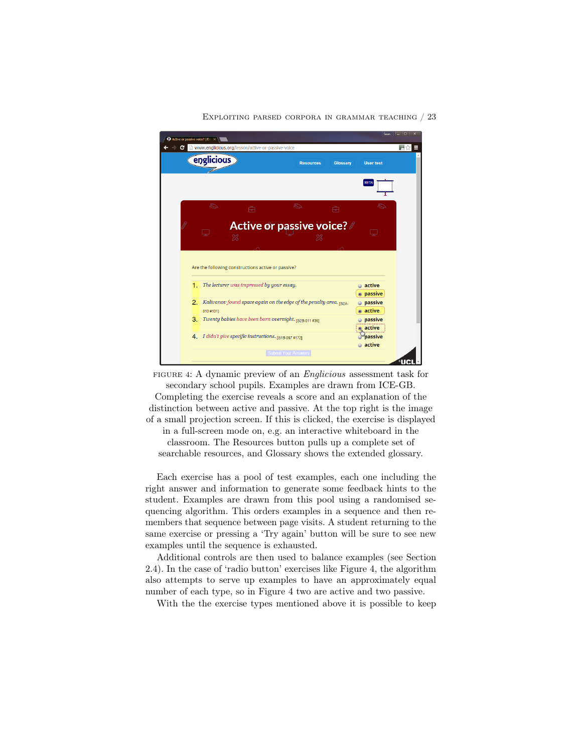FIGURE 4: A dynamic preview of an *Englicious* assessment task for secondary school pupils. Examples are drawn from ICE-GB. Completing the exercise reveals a score and an explanation of the distinction between active and passive. At the top right is the image of a small projection screen. If this is clicked, the exercise is displayed in a full-screen mode on, e.g. an interactive whiteboard in the classroom. The Resources button pulls up a complete set of searchable resources, and Glossary shows the extended glossary.

Each exercise has a pool of test examples, each one including the right answer and information to generate some feedback hints to the student. Examples are drawn from this pool using a randomised sequencing algorithm. This orders examples in a sequence and then remembers that sequence between page visits. A student returning to the same exercise or pressing a 'Try again' button will be sure to see new examples until the sequence is exhausted.

Additional controls are then used to balance examples (see Section 2.4). In the case of 'radio button' exercises like Figure 4, the algorithm also attempts to serve up examples to have an approximately equal number of each type, so in Figure 4 two are active and two passive.

With the the exercise types mentioned above it is possible to keep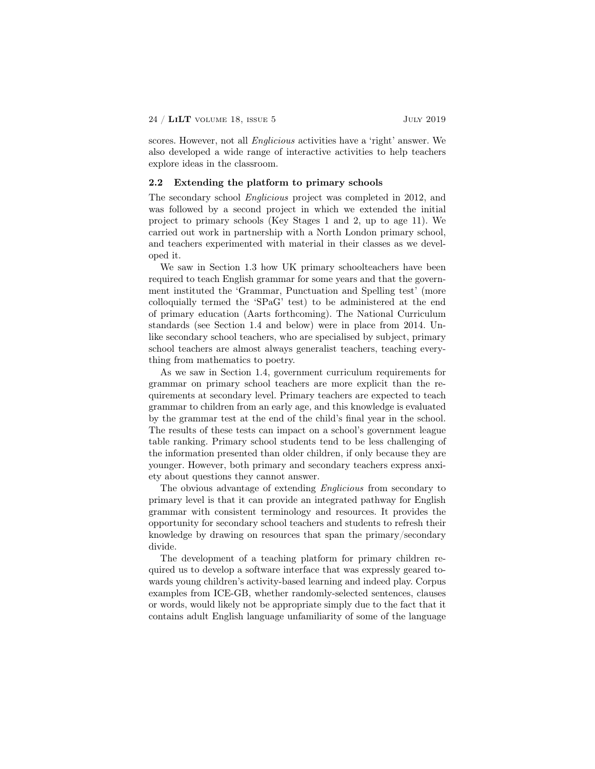scores. However, not all *Englicious* activities have a 'right' answer. We also developed a wide range of interactive activities to help teachers explore ideas in the classroom.

### 2.2 Extending the platform to primary schools

The secondary school *Englicious* project was completed in 2012, and was followed by a second project in which we extended the initial project to primary schools (Key Stages 1 and 2, up to age 11). We carried out work in partnership with a North London primary school, and teachers experimented with material in their classes as we developed it.

We saw in Section 1.3 how UK primary schoolteachers have been required to teach English grammar for some years and that the government instituted the 'Grammar, Punctuation and Spelling test' (more colloquially termed the 'SPaG' test) to be administered at the end of primary education (Aarts forthcoming). The National Curriculum standards (see Section 1.4 and below) were in place from 2014. Unlike secondary school teachers, who are specialised by subject, primary school teachers are almost always generalist teachers, teaching everything from mathematics to poetry.

As we saw in Section 1.4, government curriculum requirements for grammar on primary school teachers are more explicit than the requirements at secondary level. Primary teachers are expected to teach grammar to children from an early age, and this knowledge is evaluated by the grammar test at the end of the child's final year in the school. The results of these tests can impact on a school's government league table ranking. Primary school students tend to be less challenging of the information presented than older children, if only because they are younger. However, both primary and secondary teachers express anxiety about questions they cannot answer.

The obvious advantage of extending *Englicious* from secondary to primary level is that it can provide an integrated pathway for English grammar with consistent terminology and resources. It provides the opportunity for secondary school teachers and students to refresh their knowledge by drawing on resources that span the primary/secondary divide.

The development of a teaching platform for primary children required us to develop a software interface that was expressly geared towards young children's activity-based learning and indeed play. Corpus examples from ICE-GB, whether randomly-selected sentences, clauses or words, would likely not be appropriate simply due to the fact that it contains adult English language unfamiliarity of some of the language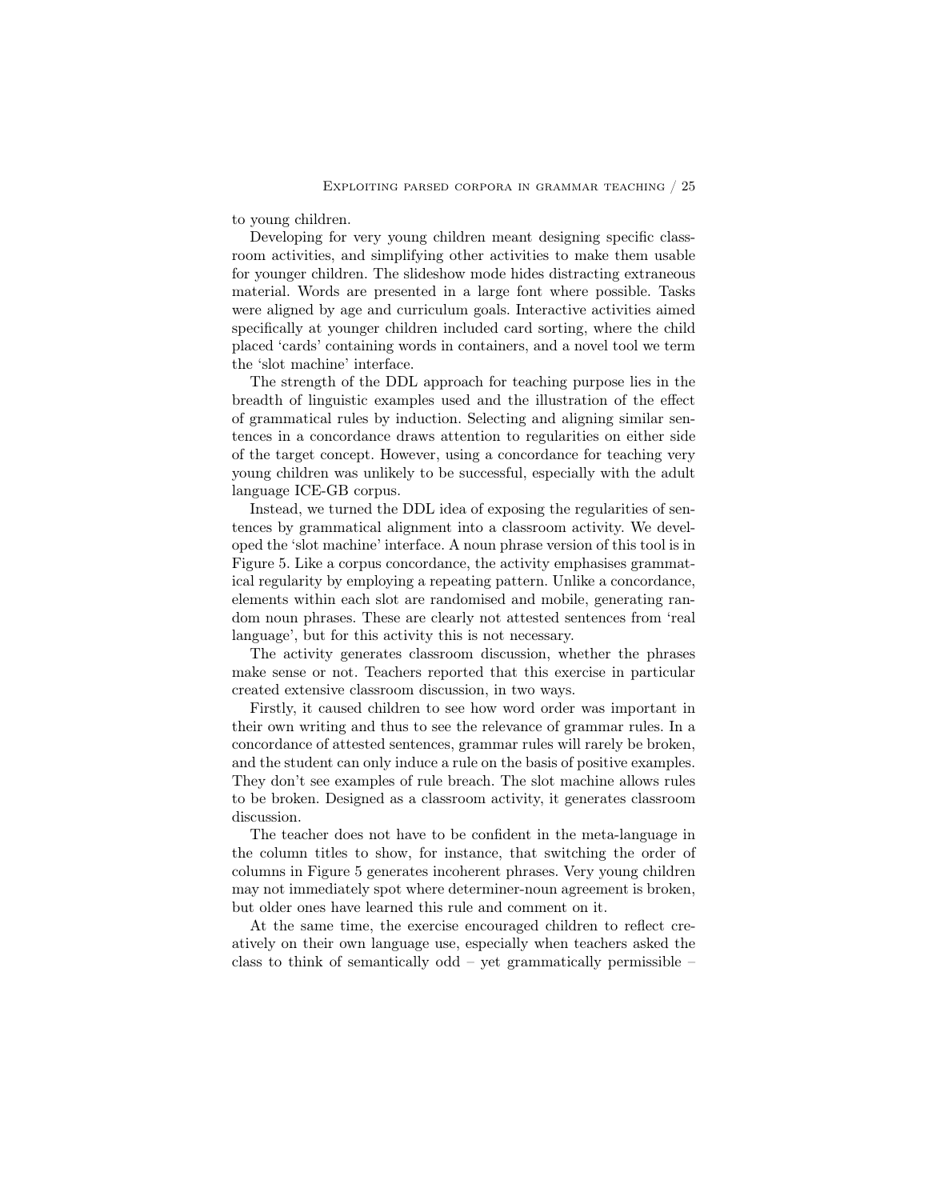to young children.

Developing for very young children meant designing specific classroom activities, and simplifying other activities to make them usable for younger children. The slideshow mode hides distracting extraneous material. Words are presented in a large font where possible. Tasks were aligned by age and curriculum goals. Interactive activities aimed specifically at younger children included card sorting, where the child placed 'cards' containing words in containers, and a novel tool we term the 'slot machine' interface.

The strength of the DDL approach for teaching purpose lies in the breadth of linguistic examples used and the illustration of the effect of grammatical rules by induction. Selecting and aligning similar sentences in a concordance draws attention to regularities on either side of the target concept. However, using a concordance for teaching very young children was unlikely to be successful, especially with the adult language ICE-GB corpus.

Instead, we turned the DDL idea of exposing the regularities of sentences by grammatical alignment into a classroom activity. We developed the 'slot machine' interface. A noun phrase version of this tool is in Figure 5. Like a corpus concordance, the activity emphasises grammatical regularity by employing a repeating pattern. Unlike a concordance, elements within each slot are randomised and mobile, generating random noun phrases. These are clearly not attested sentences from 'real language', but for this activity this is not necessary.

The activity generates classroom discussion, whether the phrases make sense or not. Teachers reported that this exercise in particular created extensive classroom discussion, in two ways.

Firstly, it caused children to see how word order was important in their own writing and thus to see the relevance of grammar rules. In a concordance of attested sentences, grammar rules will rarely be broken, and the student can only induce a rule on the basis of positive examples. They don't see examples of rule breach. The slot machine allows rules to be broken. Designed as a classroom activity, it generates classroom discussion.

The teacher does not have to be confident in the meta-language in the column titles to show, for instance, that switching the order of columns in Figure 5 generates incoherent phrases. Very young children may not immediately spot where determiner-noun agreement is broken, but older ones have learned this rule and comment on it.

At the same time, the exercise encouraged children to reflect creatively on their own language use, especially when teachers asked the class to think of semantically odd – yet grammatically permissible –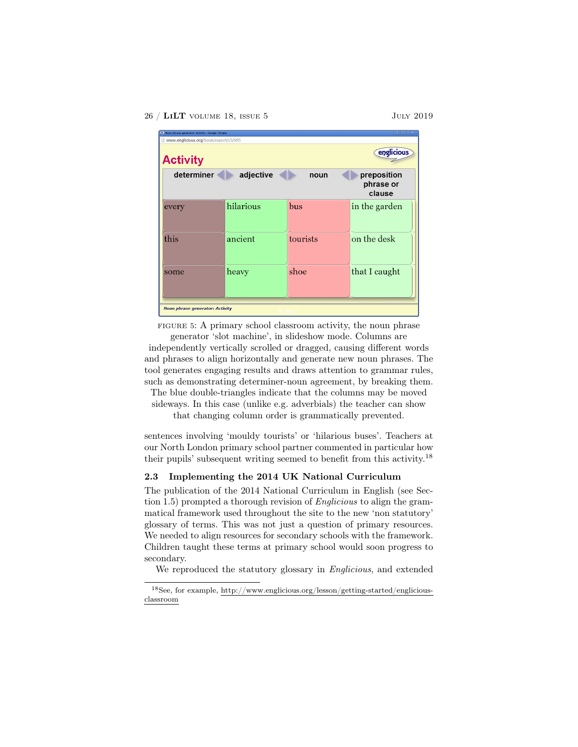| determiner | adjective | noun | preposition phrase or clause |
| --- | --- | --- | --- |
| every | hilarious | bus | in the garden |
| this | ancient | tourists | on the desk |
| some | heavy | shoe | that I caught |

FIGURE 5: A primary school classroom activity, the noun phrase generator 'slot machine', in slideshow mode. Columns are independently vertically scrolled or dragged, causing different words and phrases to align horizontally and generate new noun phrases. The tool generates engaging results and draws attention to grammar rules, such as demonstrating determiner-noun agreement, by breaking them. The blue double-triangles indicate that the columns may be moved sideways. In this case (unlike e.g. adverbials) the teacher can show that changing column order is grammatically prevented.

sentences involving 'mouldy tourists' or 'hilarious buses'. Teachers at our North London primary school partner commented in particular how their pupils' subsequent writing seemed to benefit from this activity.[18]

### 2.3 Implementing the 2014 UK National Curriculum

The publication of the 2014 National Curriculum in English (see Section 1.5) prompted a thorough revision of *Englicious* to align the grammatical framework used throughout the site to the new 'non statutory' glossary of terms. This was not just a question of primary resources. We needed to align resources for secondary schools with the framework. Children taught these terms at primary school would soon progress to secondary.

We reproduced the statutory glossary in *Englicious*, and extended

[18] See, for example, http://www.englicious.org/lesson/getting-started/englicious-classroom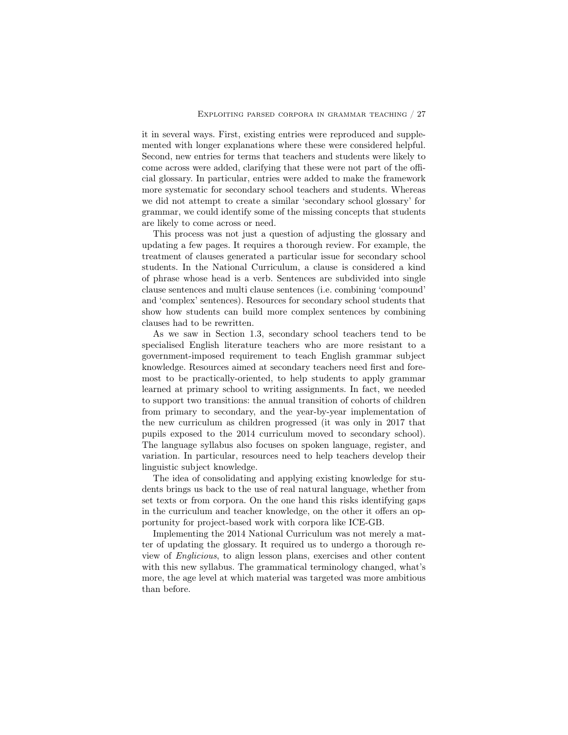it in several ways. First, existing entries were reproduced and supplemented with longer explanations where these were considered helpful. Second, new entries for terms that teachers and students were likely to come across were added, clarifying that these were not part of the official glossary. In particular, entries were added to make the framework more systematic for secondary school teachers and students. Whereas we did not attempt to create a similar 'secondary school glossary' for grammar, we could identify some of the missing concepts that students are likely to come across or need.

This process was not just a question of adjusting the glossary and updating a few pages. It requires a thorough review. For example, the treatment of clauses generated a particular issue for secondary school students. In the National Curriculum, a clause is considered a kind of phrase whose head is a verb. Sentences are subdivided into single clause sentences and multi clause sentences (i.e. combining 'compound' and 'complex' sentences). Resources for secondary school students that show how students can build more complex sentences by combining clauses had to be rewritten.

As we saw in Section 1.3, secondary school teachers tend to be specialised English literature teachers who are more resistant to a government-imposed requirement to teach English grammar subject knowledge. Resources aimed at secondary teachers need first and foremost to be practically-oriented, to help students to apply grammar learned at primary school to writing assignments. In fact, we needed to support two transitions: the annual transition of cohorts of children from primary to secondary, and the year-by-year implementation of the new curriculum as children progressed (it was only in 2017 that pupils exposed to the 2014 curriculum moved to secondary school). The language syllabus also focuses on spoken language, register, and variation. In particular, resources need to help teachers develop their linguistic subject knowledge.

The idea of consolidating and applying existing knowledge for students brings us back to the use of real natural language, whether from set texts or from corpora. On the one hand this risks identifying gaps in the curriculum and teacher knowledge, on the other it offers an opportunity for project-based work with corpora like ICE-GB.

Implementing the 2014 National Curriculum was not merely a matter of updating the glossary. It required us to undergo a thorough review of *Englicious*, to align lesson plans, exercises and other content with this new syllabus. The grammatical terminology changed, what's more, the age level at which material was targeted was more ambitious than before.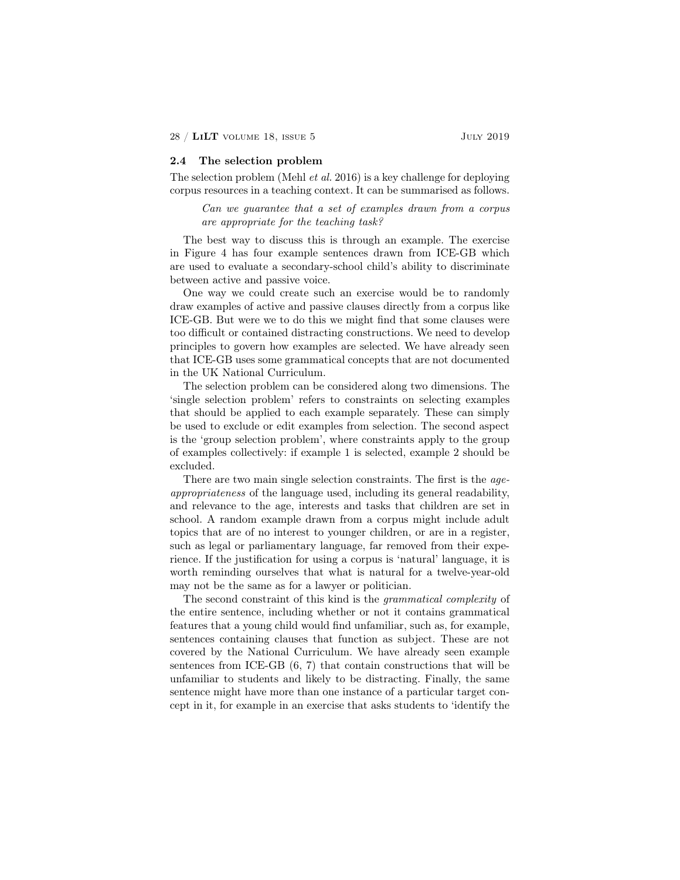### 2.4 The selection problem

The selection problem (Mehl *et al.* 2016) is a key challenge for deploying corpus resources in a teaching context. It can be summarised as follows.

> *Can we guarantee that a set of examples drawn from a corpus are appropriate for the teaching task?*

The best way to discuss this is through an example. The exercise in Figure 4 has four example sentences drawn from ICE-GB which are used to evaluate a secondary-school child's ability to discriminate between active and passive voice.

One way we could create such an exercise would be to randomly draw examples of active and passive clauses directly from a corpus like ICE-GB. But were we to do this we might find that some clauses were too difficult or contained distracting constructions. We need to develop principles to govern how examples are selected. We have already seen that ICE-GB uses some grammatical concepts that are not documented in the UK National Curriculum.

The selection problem can be considered along two dimensions. The 'single selection problem' refers to constraints on selecting examples that should be applied to each example separately. These can simply be used to exclude or edit examples from selection. The second aspect is the 'group selection problem', where constraints apply to the group of examples collectively: if example 1 is selected, example 2 should be excluded.

There are two main single selection constraints. The first is the *age-appropriateness* of the language used, including its general readability, and relevance to the age, interests and tasks that children are set in school. A random example drawn from a corpus might include adult topics that are of no interest to younger children, or are in a register, such as legal or parliamentary language, far removed from their experience. If the justification for using a corpus is 'natural' language, it is worth reminding ourselves that what is natural for a twelve-year-old may not be the same as for a lawyer or politician.

The second constraint of this kind is the *grammatical complexity* of the entire sentence, including whether or not it contains grammatical features that a young child would find unfamiliar, such as, for example, sentences containing clauses that function as subject. These are not covered by the National Curriculum. We have already seen example sentences from ICE-GB (6, 7) that contain constructions that will be unfamiliar to students and likely to be distracting. Finally, the same sentence might have more than one instance of a particular target concept in it, for example in an exercise that asks students to 'identify the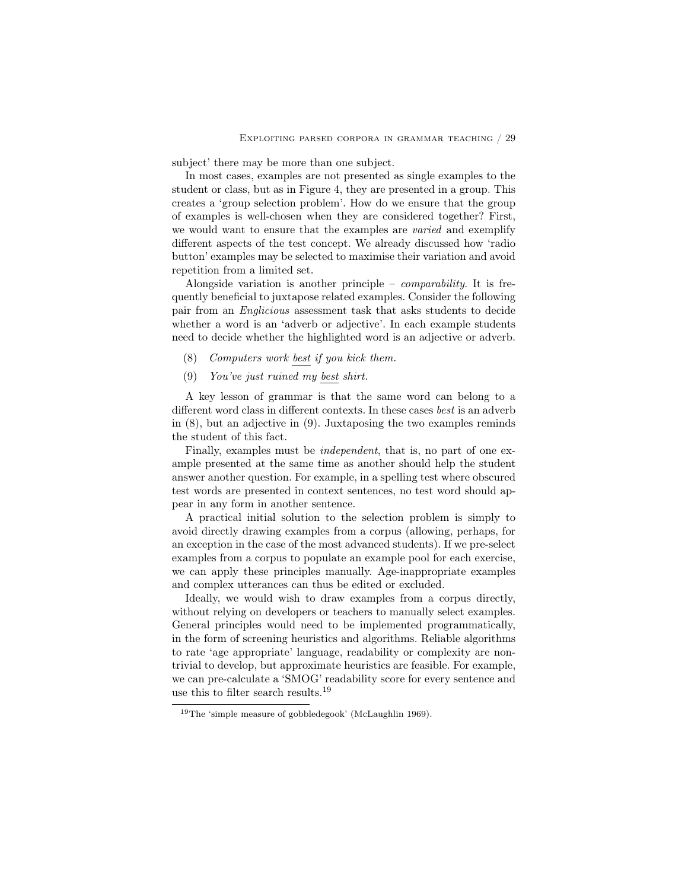subject' there may be more than one subject.

In most cases, examples are not presented as single examples to the student or class, but as in Figure 4, they are presented in a group. This creates a 'group selection problem'. How do we ensure that the group of examples is well-chosen when they are considered together? First, we would want to ensure that the examples are *varied* and exemplify different aspects of the test concept. We already discussed how 'radio button' examples may be selected to maximise their variation and avoid repetition from a limited set.

Alongside variation is another principle – *comparability*. It is frequently beneficial to juxtapose related examples. Consider the following pair from an *Englicious* assessment task that asks students to decide whether a word is an 'adverb or adjective'. In each example students need to decide whether the highlighted word is an adjective or adverb.

(8) *Computers work <u>best</u> if you kick them.*

(9) *You've just ruined my <u>best</u> shirt.*

A key lesson of grammar is that the same word can belong to a different word class in different contexts. In these cases *best* is an adverb in (8), but an adjective in (9). Juxtaposing the two examples reminds the student of this fact.

Finally, examples must be *independent*, that is, no part of one example presented at the same time as another should help the student answer another question. For example, in a spelling test where obscured test words are presented in context sentences, no test word should appear in any form in another sentence.

A practical initial solution to the selection problem is simply to avoid directly drawing examples from a corpus (allowing, perhaps, for an exception in the case of the most advanced students). If we pre-select examples from a corpus to populate an example pool for each exercise, we can apply these principles manually. Age-inappropriate examples and complex utterances can thus be edited or excluded.

Ideally, we would wish to draw examples from a corpus directly, without relying on developers or teachers to manually select examples. General principles would need to be implemented programmatically, in the form of screening heuristics and algorithms. Reliable algorithms to rate 'age appropriate' language, readability or complexity are non-trivial to develop, but approximate heuristics are feasible. For example, we can pre-calculate a 'SMOG' readability score for every sentence and use this to filter search results.[19]

[19] The 'simple measure of gobbledegook' (McLaughlin 1969).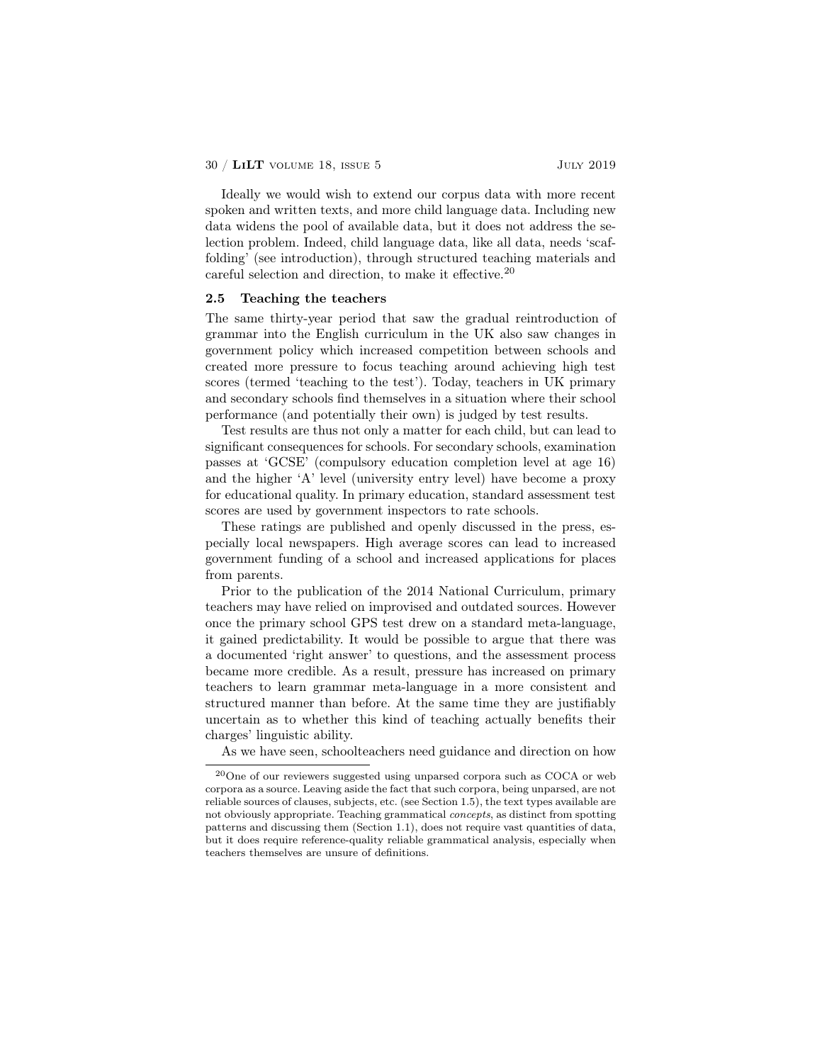Ideally we would wish to extend our corpus data with more recent spoken and written texts, and more child language data. Including new data widens the pool of available data, but it does not address the selection problem. Indeed, child language data, like all data, needs 'scaffolding' (see introduction), through structured teaching materials and careful selection and direction, to make it effective.[20]

### 2.5 Teaching the teachers

The same thirty-year period that saw the gradual reintroduction of grammar into the English curriculum in the UK also saw changes in government policy which increased competition between schools and created more pressure to focus teaching around achieving high test scores (termed 'teaching to the test'). Today, teachers in UK primary and secondary schools find themselves in a situation where their school performance (and potentially their own) is judged by test results.

Test results are thus not only a matter for each child, but can lead to significant consequences for schools. For secondary schools, examination passes at 'GCSE' (compulsory education completion level at age 16) and the higher 'A' level (university entry level) have become a proxy for educational quality. In primary education, standard assessment test scores are used by government inspectors to rate schools.

These ratings are published and openly discussed in the press, especially local newspapers. High average scores can lead to increased government funding of a school and increased applications for places from parents.

Prior to the publication of the 2014 National Curriculum, primary teachers may have relied on improvised and outdated sources. However once the primary school GPS test drew on a standard meta-language, it gained predictability. It would be possible to argue that there was a documented 'right answer' to questions, and the assessment process became more credible. As a result, pressure has increased on primary teachers to learn grammar meta-language in a more consistent and structured manner than before. At the same time they are justifiably uncertain as to whether this kind of teaching actually benefits their charges' linguistic ability.

As we have seen, schoolteachers need guidance and direction on how

---

[20] One of our reviewers suggested using unparsed corpora such as COCA or web corpora as a source. Leaving aside the fact that such corpora, being unparsed, are not reliable sources of clauses, subjects, etc. (see Section 1.5), the text types available are not obviously appropriate. Teaching grammatical *concepts*, as distinct from spotting patterns and discussing them (Section 1.1), does not require vast quantities of data, but it does require reference-quality reliable grammatical analysis, especially when teachers themselves are unsure of definitions.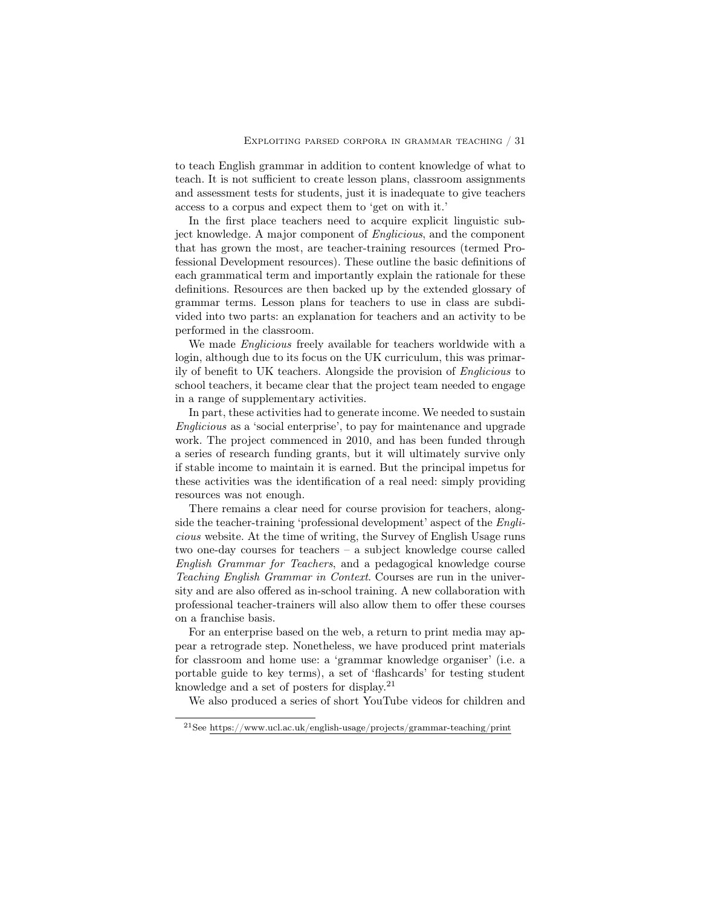to teach English grammar in addition to content knowledge of what to teach. It is not sufficient to create lesson plans, classroom assignments and assessment tests for students, just it is inadequate to give teachers access to a corpus and expect them to 'get on with it.'

In the first place teachers need to acquire explicit linguistic subject knowledge. A major component of *Englicious*, and the component that has grown the most, are teacher-training resources (termed Professional Development resources). These outline the basic definitions of each grammatical term and importantly explain the rationale for these definitions. Resources are then backed up by the extended glossary of grammar terms. Lesson plans for teachers to use in class are subdivided into two parts: an explanation for teachers and an activity to be performed in the classroom.

We made *Englicious* freely available for teachers worldwide with a login, although due to its focus on the UK curriculum, this was primarily of benefit to UK teachers. Alongside the provision of *Englicious* to school teachers, it became clear that the project team needed to engage in a range of supplementary activities.

In part, these activities had to generate income. We needed to sustain *Englicious* as a 'social enterprise', to pay for maintenance and upgrade work. The project commenced in 2010, and has been funded through a series of research funding grants, but it will ultimately survive only if stable income to maintain it is earned. But the principal impetus for these activities was the identification of a real need: simply providing resources was not enough.

There remains a clear need for course provision for teachers, alongside the teacher-training 'professional development' aspect of the *Englicious* website. At the time of writing, the Survey of English Usage runs two one-day courses for teachers – a subject knowledge course called *English Grammar for Teachers*, and a pedagogical knowledge course *Teaching English Grammar in Context*. Courses are run in the university and are also offered as in-school training. A new collaboration with professional teacher-trainers will also allow them to offer these courses on a franchise basis.

For an enterprise based on the web, a return to print media may appear a retrograde step. Nonetheless, we have produced print materials for classroom and home use: a 'grammar knowledge organiser' (i.e. a portable guide to key terms), a set of 'flashcards' for testing student knowledge and a set of posters for display.[21]

We also produced a series of short YouTube videos for children and

[21] See https://www.ucl.ac.uk/english-usage/projects/grammar-teaching/print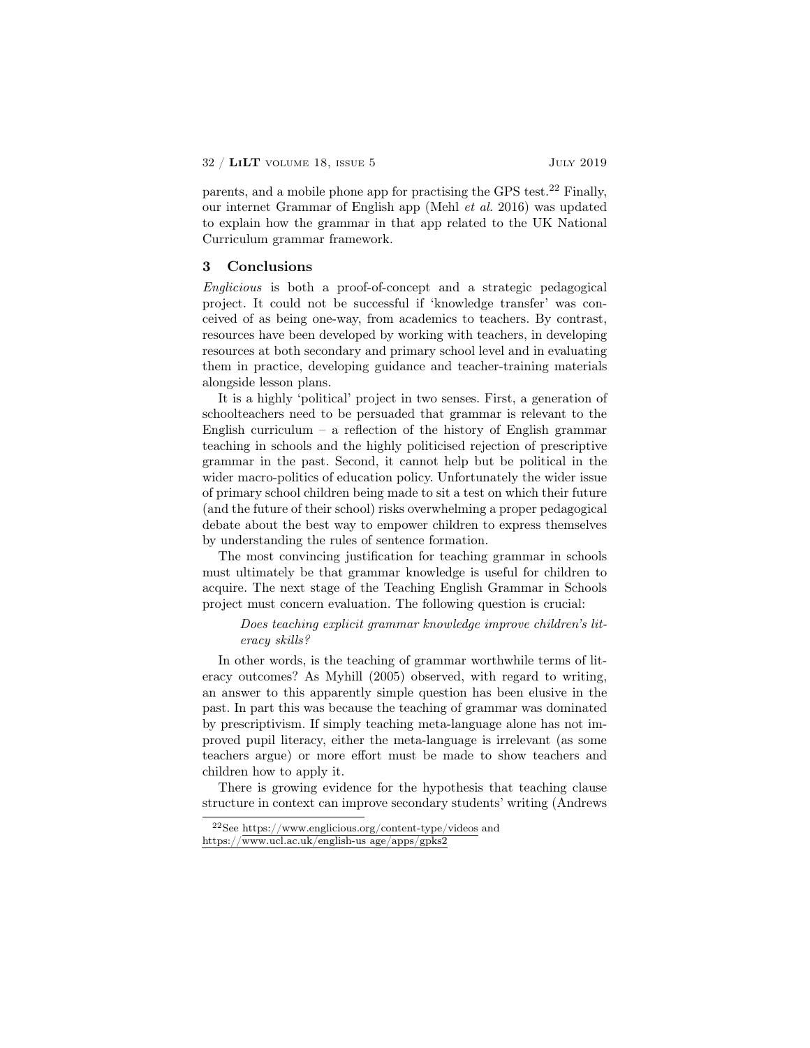parents, and a mobile phone app for practising the GPS test.[22] Finally, our internet Grammar of English app (Mehl *et al.* 2016) was updated to explain how the grammar in that app related to the UK National Curriculum grammar framework.

## 3 Conclusions

*Englicious* is both a proof-of-concept and a strategic pedagogical project. It could not be successful if 'knowledge transfer' was conceived of as being one-way, from academics to teachers. By contrast, resources have been developed by working with teachers, in developing resources at both secondary and primary school level and in evaluating them in practice, developing guidance and teacher-training materials alongside lesson plans.

It is a highly 'political' project in two senses. First, a generation of schoolteachers need to be persuaded that grammar is relevant to the English curriculum – a reflection of the history of English grammar teaching in schools and the highly politicised rejection of prescriptive grammar in the past. Second, it cannot help but be political in the wider macro-politics of education policy. Unfortunately the wider issue of primary school children being made to sit a test on which their future (and the future of their school) risks overwhelming a proper pedagogical debate about the best way to empower children to express themselves by understanding the rules of sentence formation.

The most convincing justification for teaching grammar in schools must ultimately be that grammar knowledge is useful for children to acquire. The next stage of the Teaching English Grammar in Schools project must concern evaluation. The following question is crucial:

> *Does teaching explicit grammar knowledge improve children's literacy skills?*

In other words, is the teaching of grammar worthwhile terms of literacy outcomes? As Myhill (2005) observed, with regard to writing, an answer to this apparently simple question has been elusive in the past. In part this was because the teaching of grammar was dominated by prescriptivism. If simply teaching meta-language alone has not improved pupil literacy, either the meta-language is irrelevant (as some teachers argue) or more effort must be made to show teachers and children how to apply it.

There is growing evidence for the hypothesis that teaching clause structure in context can improve secondary students' writing (Andrews

[22] See https://www.englicious.org/content-type/videos and https://www.ucl.ac.uk/english-us age/apps/gpks2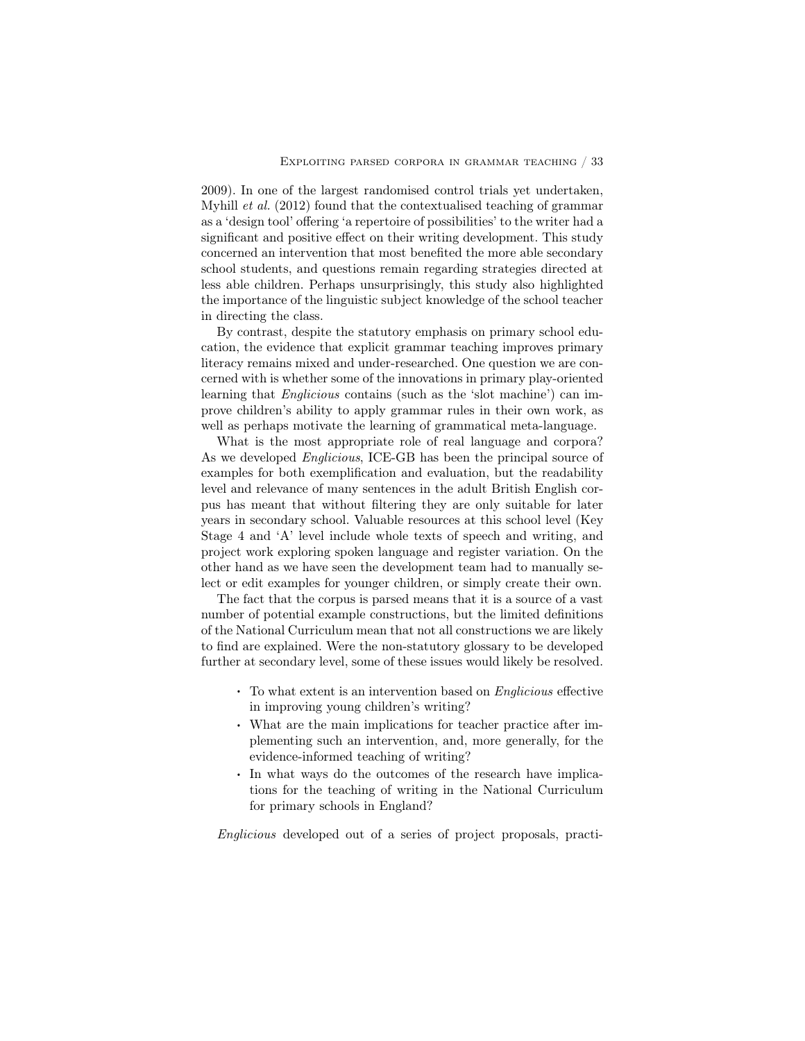2009). In one of the largest randomised control trials yet undertaken, Myhill *et al.* (2012) found that the contextualised teaching of grammar as a 'design tool' offering 'a repertoire of possibilities' to the writer had a significant and positive effect on their writing development. This study concerned an intervention that most benefited the more able secondary school students, and questions remain regarding strategies directed at less able children. Perhaps unsurprisingly, this study also highlighted the importance of the linguistic subject knowledge of the school teacher in directing the class.

By contrast, despite the statutory emphasis on primary school education, the evidence that explicit grammar teaching improves primary literacy remains mixed and under-researched. One question we are concerned with is whether some of the innovations in primary play-oriented learning that *Englicious* contains (such as the 'slot machine') can improve children's ability to apply grammar rules in their own work, as well as perhaps motivate the learning of grammatical meta-language.

What is the most appropriate role of real language and corpora? As we developed *Englicious*, ICE-GB has been the principal source of examples for both exemplification and evaluation, but the readability level and relevance of many sentences in the adult British English corpus has meant that without filtering they are only suitable for later years in secondary school. Valuable resources at this school level (Key Stage 4 and 'A' level include whole texts of speech and writing, and project work exploring spoken language and register variation. On the other hand as we have seen the development team had to manually select or edit examples for younger children, or simply create their own.

The fact that the corpus is parsed means that it is a source of a vast number of potential example constructions, but the limited definitions of the National Curriculum mean that not all constructions we are likely to find are explained. Were the non-statutory glossary to be developed further at secondary level, some of these issues would likely be resolved.

- To what extent is an intervention based on *Englicious* effective in improving young children's writing?
- What are the main implications for teacher practice after implementing such an intervention, and, more generally, for the evidence-informed teaching of writing?
- In what ways do the outcomes of the research have implications for the teaching of writing in the National Curriculum for primary schools in England?

*Englicious* developed out of a series of project proposals, practi-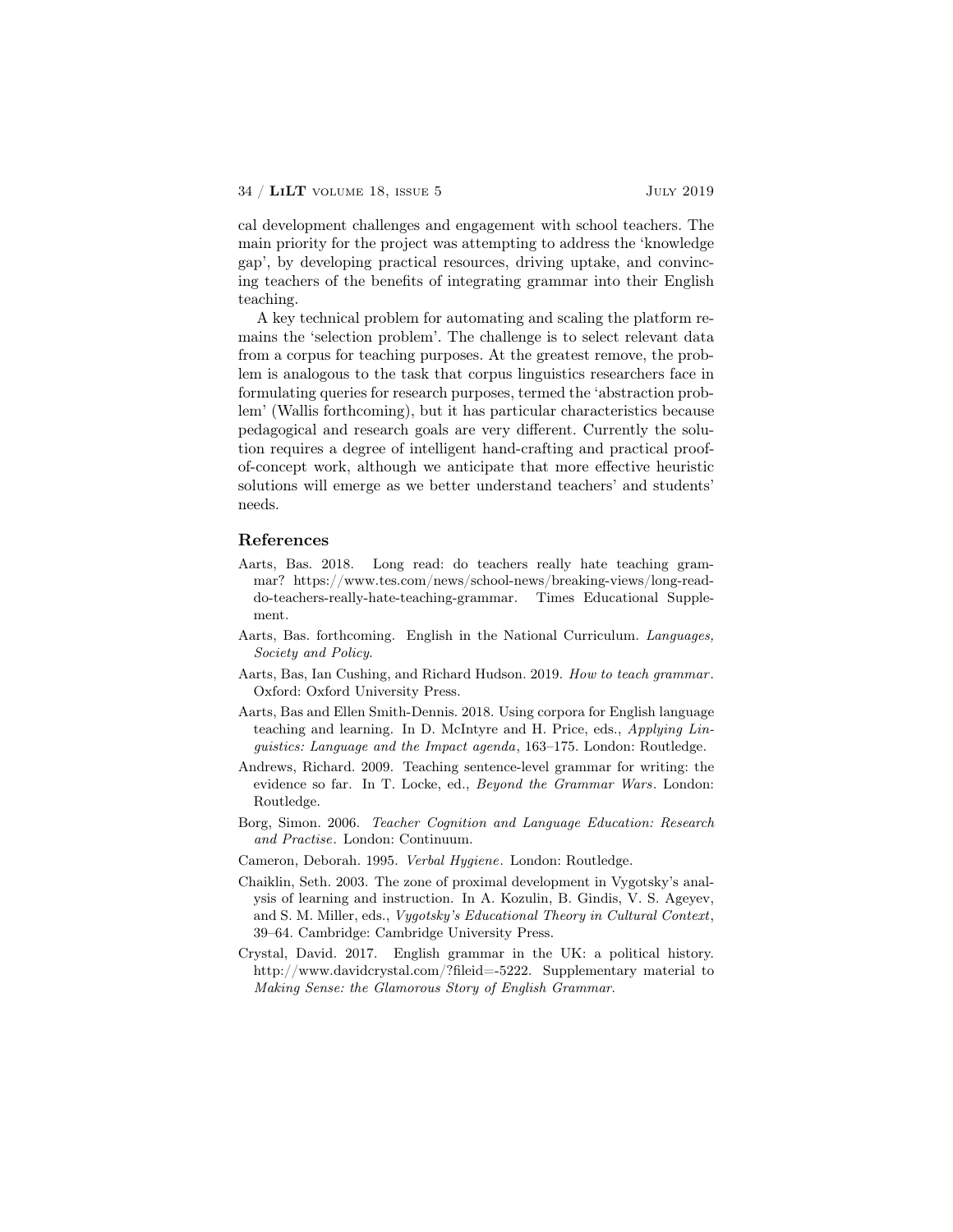cal development challenges and engagement with school teachers. The main priority for the project was attempting to address the 'knowledge gap', by developing practical resources, driving uptake, and convincing teachers of the benefits of integrating grammar into their English teaching.

A key technical problem for automating and scaling the platform remains the 'selection problem'. The challenge is to select relevant data from a corpus for teaching purposes. At the greatest remove, the problem is analogous to the task that corpus linguistics researchers face in formulating queries for research purposes, termed the 'abstraction problem' (Wallis forthcoming), but it has particular characteristics because pedagogical and research goals are very different. Currently the solution requires a degree of intelligent hand-crafting and practical proof-of-concept work, although we anticipate that more effective heuristic solutions will emerge as we better understand teachers' and students' needs.

## References

Aarts, Bas. 2018. Long read: do teachers really hate teaching grammar? https://www.tes.com/news/school-news/breaking-views/long-read-do-teachers-really-hate-teaching-grammar. Times Educational Supplement.

Aarts, Bas. forthcoming. English in the National Curriculum. *Languages, Society and Policy*.

Aarts, Bas, Ian Cushing, and Richard Hudson. 2019. *How to teach grammar*. Oxford: Oxford University Press.

Aarts, Bas and Ellen Smith-Dennis. 2018. Using corpora for English language teaching and learning. In D. McIntyre and H. Price, eds., *Applying Linguistics: Language and the Impact agenda*, 163–175. London: Routledge.

Andrews, Richard. 2009. Teaching sentence-level grammar for writing: the evidence so far. In T. Locke, ed., *Beyond the Grammar Wars*. London: Routledge.

Borg, Simon. 2006. *Teacher Cognition and Language Education: Research and Practise*. London: Continuum.

Cameron, Deborah. 1995. *Verbal Hygiene*. London: Routledge.

Chaiklin, Seth. 2003. The zone of proximal development in Vygotsky's analysis of learning and instruction. In A. Kozulin, B. Gindis, V. S. Ageyev, and S. M. Miller, eds., *Vygotsky's Educational Theory in Cultural Context*, 39–64. Cambridge: Cambridge University Press.

Crystal, David. 2017. English grammar in the UK: a political history. http://www.davidcrystal.com/?fileid=-5222. Supplementary material to *Making Sense: the Glamorous Story of English Grammar*.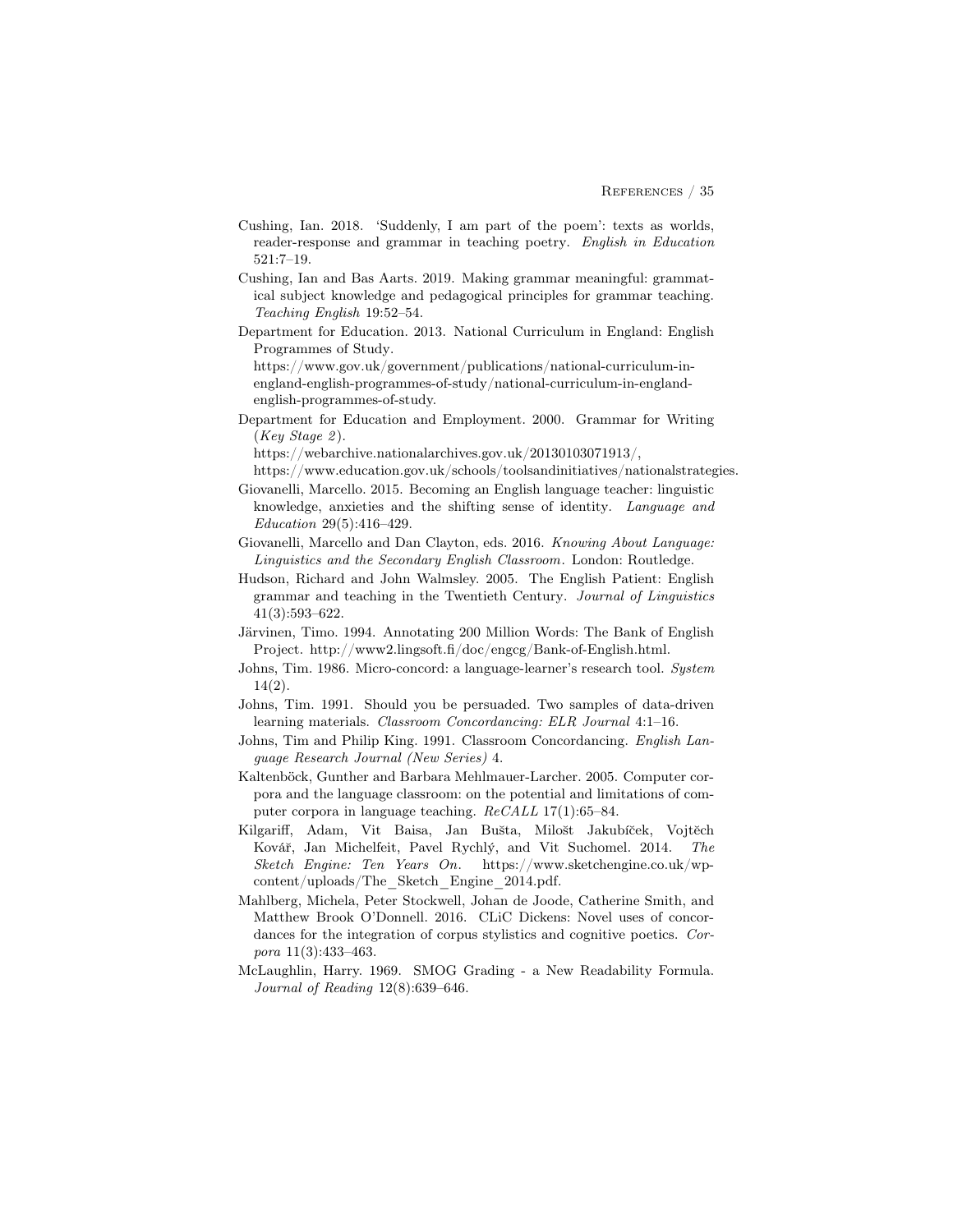Cushing, Ian. 2018. 'Suddenly, I am part of the poem': texts as worlds, reader-response and grammar in teaching poetry. *English in Education* 521:7–19.

Cushing, Ian and Bas Aarts. 2019. Making grammar meaningful: grammatical subject knowledge and pedagogical principles for grammar teaching. *Teaching English* 19:52–54.

Department for Education. 2013. National Curriculum in England: English Programmes of Study. https://www.gov.uk/government/publications/national-curriculum-in-england-english-programmes-of-study/national-curriculum-in-england-english-programmes-of-study.

Department for Education and Employment. 2000. Grammar for Writing (*Key Stage 2*). https://webarchive.nationalarchives.gov.uk/20130103071913/, https://www.education.gov.uk/schools/toolsandinitiatives/nationalstrategies.

Giovanelli, Marcello. 2015. Becoming an English language teacher: linguistic knowledge, anxieties and the shifting sense of identity. *Language and Education* 29(5):416–429.

Giovanelli, Marcello and Dan Clayton, eds. 2016. *Knowing About Language: Linguistics and the Secondary English Classroom*. London: Routledge.

Hudson, Richard and John Walmsley. 2005. The English Patient: English grammar and teaching in the Twentieth Century. *Journal of Linguistics* 41(3):593–622.

Järvinen, Timo. 1994. Annotating 200 Million Words: The Bank of English Project. http://www2.lingsoft.fi/doc/engcg/Bank-of-English.html.

Johns, Tim. 1986. Micro-concord: a language-learner's research tool. *System* 14(2).

Johns, Tim. 1991. Should you be persuaded. Two samples of data-driven learning materials. *Classroom Concordancing: ELR Journal* 4:1–16.

Johns, Tim and Philip King. 1991. Classroom Concordancing. *English Language Research Journal (New Series)* 4.

Kaltenböck, Gunther and Barbara Mehlmauer-Larcher. 2005. Computer corpora and the language classroom: on the potential and limitations of computer corpora in language teaching. *ReCALL* 17(1):65–84.

Kilgariff, Adam, Vit Baisa, Jan Bušta, Milošt Jakubíček, Vojtěch Kovář, Jan Michelfeit, Pavel Rychlý, and Vit Suchomel. 2014. *The Sketch Engine: Ten Years On*. https://www.sketchengine.co.uk/wp-content/uploads/The_Sketch_Engine_2014.pdf.

Mahlberg, Michela, Peter Stockwell, Johan de Joode, Catherine Smith, and Matthew Brook O'Donnell. 2016. CLiC Dickens: Novel uses of concordances for the integration of corpus stylistics and cognitive poetics. *Corpora* 11(3):433–463.

McLaughlin, Harry. 1969. SMOG Grading - a New Readability Formula. *Journal of Reading* 12(8):639–646.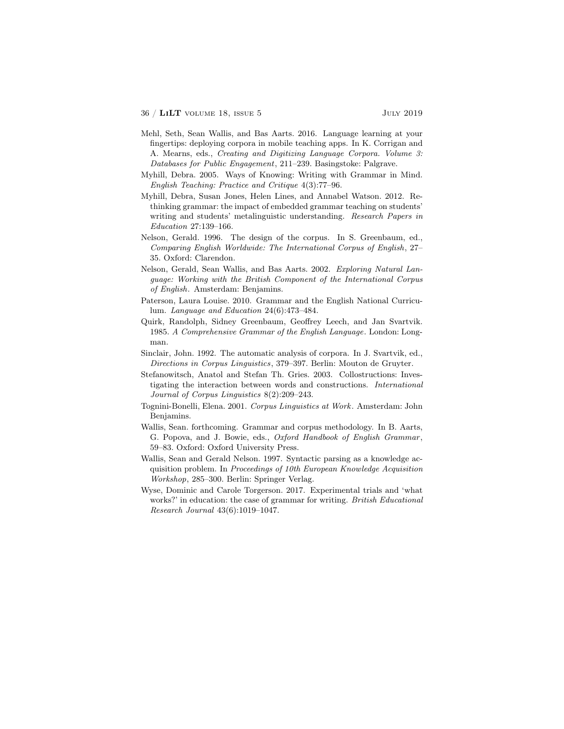Mehl, Seth, Sean Wallis, and Bas Aarts. 2016. Language learning at your fingertips: deploying corpora in mobile teaching apps. In K. Corrigan and A. Mearns, eds., *Creating and Digitizing Language Corpora. Volume 3: Databases for Public Engagement*, 211–239. Basingstoke: Palgrave.

Myhill, Debra. 2005. Ways of Knowing: Writing with Grammar in Mind. *English Teaching: Practice and Critique* 4(3):77–96.

Myhill, Debra, Susan Jones, Helen Lines, and Annabel Watson. 2012. Rethinking grammar: the impact of embedded grammar teaching on students' writing and students' metalinguistic understanding. *Research Papers in Education* 27:139–166.

Nelson, Gerald. 1996. The design of the corpus. In S. Greenbaum, ed., *Comparing English Worldwide: The International Corpus of English*, 27–35. Oxford: Clarendon.

Nelson, Gerald, Sean Wallis, and Bas Aarts. 2002. *Exploring Natural Language: Working with the British Component of the International Corpus of English*. Amsterdam: Benjamins.

Paterson, Laura Louise. 2010. Grammar and the English National Curriculum. *Language and Education* 24(6):473–484.

Quirk, Randolph, Sidney Greenbaum, Geoffrey Leech, and Jan Svartvik. 1985. *A Comprehensive Grammar of the English Language*. London: Longman.

Sinclair, John. 1992. The automatic analysis of corpora. In J. Svartvik, ed., *Directions in Corpus Linguistics*, 379–397. Berlin: Mouton de Gruyter.

Stefanowitsch, Anatol and Stefan Th. Gries. 2003. Collostructions: Investigating the interaction between words and constructions. *International Journal of Corpus Linguistics* 8(2):209–243.

Tognini-Bonelli, Elena. 2001. *Corpus Linguistics at Work*. Amsterdam: John Benjamins.

Wallis, Sean. forthcoming. Grammar and corpus methodology. In B. Aarts, G. Popova, and J. Bowie, eds., *Oxford Handbook of English Grammar*, 59–83. Oxford: Oxford University Press.

Wallis, Sean and Gerald Nelson. 1997. Syntactic parsing as a knowledge acquisition problem. In *Proceedings of 10th European Knowledge Acquisition Workshop*, 285–300. Berlin: Springer Verlag.

Wyse, Dominic and Carole Torgerson. 2017. Experimental trials and 'what works?' in education: the case of grammar for writing. *British Educational Research Journal* 43(6):1019–1047.